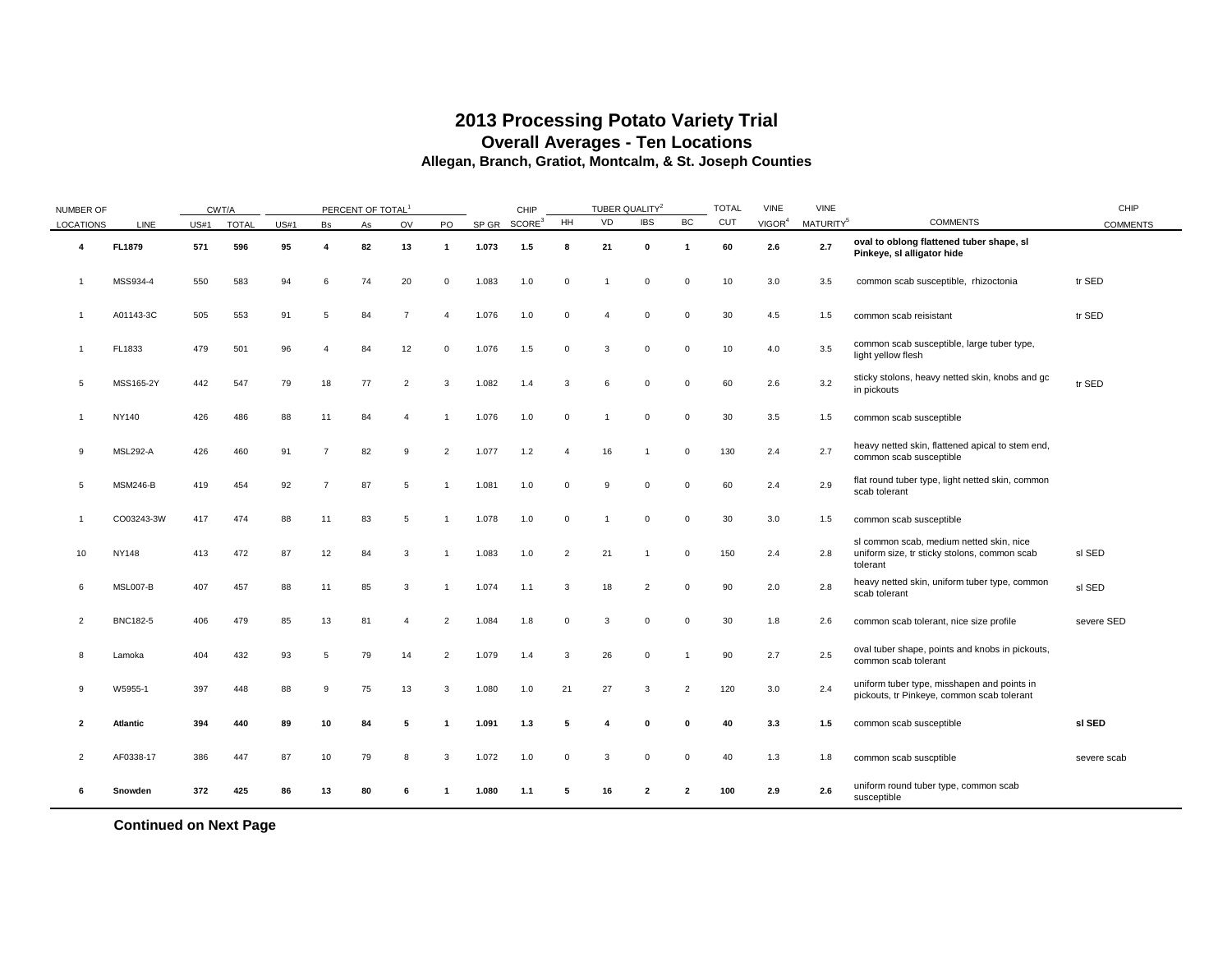# 2013 Processing Potato Variety Trial

## Overall Averages - Ten Locations

### Allegan, Branch, Gratiot, Montcalm, & St. Joseph Counties

| NUMBER OF | | CWT/A | | PERCENT OF TOTAL[1] | | | | | | CHIP | TUBER QUALITY[2] | | | | TOTAL | VINE | VINE | | CHIP |
|---|---|---|---|---|---|---|---|---|---|---|---|---|---|---|---|---|---|---|---|
| LOCATIONS | LINE | US#1 | TOTAL | US#1 | Bs | As | OV | PO | SP GR | SCORE[3] | HH | VD | IBS | BC | CUT | VIGOR[4] | MATURITY[5] | COMMENTS | COMMENTS |
| **4** | **FL1879** | **571** | **596** | **95** | **4** | **82** | **13** | **1** | **1.073** | **1.5** | **8** | **21** | **0** | **1** | **60** | **2.6** | **2.7** | **oval to oblong flattened tuber shape, sl Pinkeye, sl alligator hide** | |
| 1 | MSS934-4 | 550 | 583 | 94 | 6 | 74 | 20 | 0 | 1.083 | 1.0 | 0 | 1 | 0 | 0 | 10 | 3.0 | 3.5 | common scab susceptible, rhizoctonia | tr SED |
| 1 | A01143-3C | 505 | 553 | 91 | 5 | 84 | 7 | 4 | 1.076 | 1.0 | 0 | 4 | 0 | 0 | 30 | 4.5 | 1.5 | common scab reisistant | tr SED |
| 1 | FL1833 | 479 | 501 | 96 | 4 | 84 | 12 | 0 | 1.076 | 1.5 | 0 | 3 | 0 | 0 | 10 | 4.0 | 3.5 | common scab susceptible, large tuber type, light yellow flesh | |
| 5 | MSS165-2Y | 442 | 547 | 79 | 18 | 77 | 2 | 3 | 1.082 | 1.4 | 3 | 6 | 0 | 0 | 60 | 2.6 | 3.2 | sticky stolons, heavy netted skin, knobs and gc in pickouts | tr SED |
| 1 | NY140 | 426 | 486 | 88 | 11 | 84 | 4 | 1 | 1.076 | 1.0 | 0 | 1 | 0 | 0 | 30 | 3.5 | 1.5 | common scab susceptible | |
| 9 | MSL292-A | 426 | 460 | 91 | 7 | 82 | 9 | 2 | 1.077 | 1.2 | 4 | 16 | 1 | 0 | 130 | 2.4 | 2.7 | heavy netted skin, flattened apical to stem end, common scab susceptible | |
| 5 | MSM246-B | 419 | 454 | 92 | 7 | 87 | 5 | 1 | 1.081 | 1.0 | 0 | 9 | 0 | 0 | 60 | 2.4 | 2.9 | flat round tuber type, light netted skin, common scab tolerant | |
| 1 | CO03243-3W | 417 | 474 | 88 | 11 | 83 | 5 | 1 | 1.078 | 1.0 | 0 | 1 | 0 | 0 | 30 | 3.0 | 1.5 | common scab susceptible | |
| 10 | NY148 | 413 | 472 | 87 | 12 | 84 | 3 | 1 | 1.083 | 1.0 | 2 | 21 | 1 | 0 | 150 | 2.4 | 2.8 | sl common scab, medium netted skin, nice uniform size, tr sticky stolons, common scab tolerant | sl SED |
| 6 | MSL007-B | 407 | 457 | 88 | 11 | 85 | 3 | 1 | 1.074 | 1.1 | 3 | 18 | 2 | 0 | 90 | 2.0 | 2.8 | heavy netted skin, uniform tuber type, common scab tolerant | sl SED |
| 2 | BNC182-5 | 406 | 479 | 85 | 13 | 81 | 4 | 2 | 1.084 | 1.8 | 0 | 3 | 0 | 0 | 30 | 1.8 | 2.6 | common scab tolerant, nice size profile | severe SED |
| 8 | Lamoka | 404 | 432 | 93 | 5 | 79 | 14 | 2 | 1.079 | 1.4 | 3 | 26 | 0 | 1 | 90 | 2.7 | 2.5 | oval tuber shape, points and knobs in pickouts, common scab tolerant | |
| 9 | W5955-1 | 397 | 448 | 88 | 9 | 75 | 13 | 3 | 1.080 | 1.0 | 21 | 27 | 3 | 2 | 120 | 3.0 | 2.4 | uniform tuber type, misshapen and points in pickouts, tr Pinkeye, common scab tolerant | |
| **2** | **Atlantic** | **394** | **440** | **89** | **10** | **84** | **5** | **1** | **1.091** | **1.3** | **5** | **4** | **0** | **0** | **40** | **3.3** | **1.5** | common scab susceptible | **sl SED** |
| 2 | AF0338-17 | 386 | 447 | 87 | 10 | 79 | 8 | 3 | 1.072 | 1.0 | 0 | 3 | 0 | 0 | 40 | 1.3 | 1.8 | common scab suscptible | severe scab |
| **6** | **Snowden** | **372** | **425** | **86** | **13** | **80** | **6** | **1** | **1.080** | **1.1** | **5** | **16** | **2** | **2** | **100** | **2.9** | **2.6** | uniform round tuber type, common scab susceptible | |

**Continued on Next Page**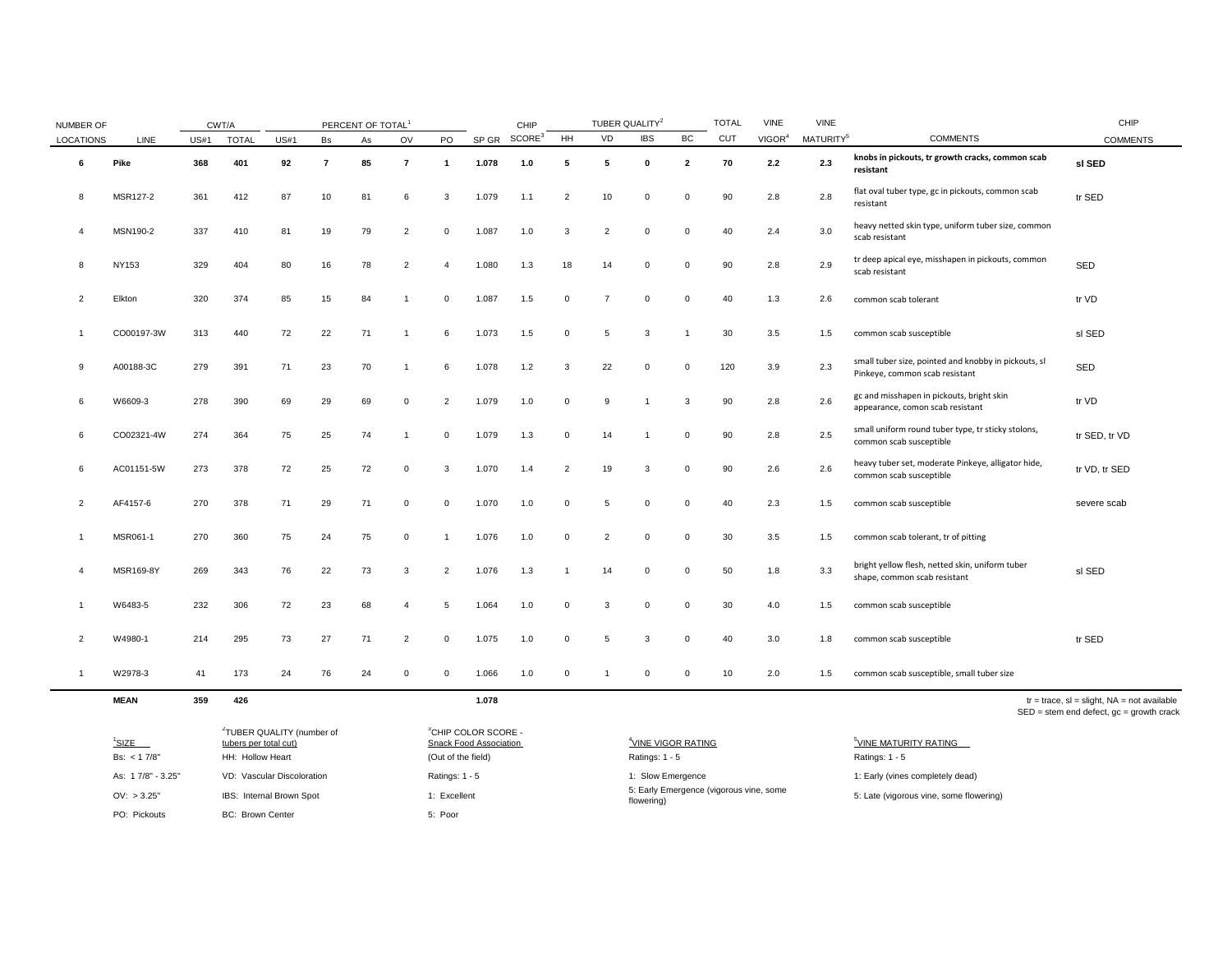| NUMBER OF LOCATIONS | LINE | CWT/A US#1 | CWT/A TOTAL | PERCENT OF TOTAL[1] US#1 | Bs | As | OV | PO | SP GR | CHIP SCORE[3] | TUBER QUALITY[2] HH | VD | IBS | BC | TOTAL CUT | VINE VIGOR[4] | VINE MATURITY[5] | COMMENTS | CHIP COMMENTS |
|---|---|---|---|---|---|---|---|---|---|---|---|---|---|---|---|---|---|---|---|
| **6** | **Pike** | **368** | **401** | **92** | **7** | **85** | **7** | **1** | **1.078** | **1.0** | **5** | **5** | **0** | **2** | **70** | **2.2** | **2.3** | **knobs in pickouts, tr growth cracks, common scab resistant** | **sl SED** |
| 8 | MSR127-2 | 361 | 412 | 87 | 10 | 81 | 6 | 3 | 1.079 | 1.1 | 2 | 10 | 0 | 0 | 90 | 2.8 | 2.8 | flat oval tuber type, gc in pickouts, common scab resistant | tr SED |
| 4 | MSN190-2 | 337 | 410 | 81 | 19 | 79 | 2 | 0 | 1.087 | 1.0 | 3 | 2 | 0 | 0 | 40 | 2.4 | 3.0 | heavy netted skin type, uniform tuber size, common scab resistant | |
| 8 | NY153 | 329 | 404 | 80 | 16 | 78 | 2 | 4 | 1.080 | 1.3 | 18 | 14 | 0 | 0 | 90 | 2.8 | 2.9 | tr deep apical eye, misshapen in pickouts, common scab resistant | SED |
| 2 | Elkton | 320 | 374 | 85 | 15 | 84 | 1 | 0 | 1.087 | 1.5 | 0 | 7 | 0 | 0 | 40 | 1.3 | 2.6 | common scab tolerant | tr VD |
| 1 | CO00197-3W | 313 | 440 | 72 | 22 | 71 | 1 | 6 | 1.073 | 1.5 | 0 | 5 | 3 | 1 | 30 | 3.5 | 1.5 | common scab susceptible | sl SED |
| 9 | A00188-3C | 279 | 391 | 71 | 23 | 70 | 1 | 6 | 1.078 | 1.2 | 3 | 22 | 0 | 0 | 120 | 3.9 | 2.3 | small tuber size, pointed and knobby in pickouts, sl Pinkeye, common scab resistant | SED |
| 6 | W6609-3 | 278 | 390 | 69 | 29 | 69 | 0 | 2 | 1.079 | 1.0 | 0 | 9 | 1 | 3 | 90 | 2.8 | 2.6 | gc and misshapen in pickouts, bright skin appearance, comon scab resistant | tr VD |
| 6 | CO02321-4W | 274 | 364 | 75 | 25 | 74 | 1 | 0 | 1.079 | 1.3 | 0 | 14 | 1 | 0 | 90 | 2.8 | 2.5 | small uniform round tuber type, tr sticky stolons, common scab susceptible | tr SED, tr VD |
| 6 | AC01151-5W | 273 | 378 | 72 | 25 | 72 | 0 | 3 | 1.070 | 1.4 | 2 | 19 | 3 | 0 | 90 | 2.6 | 2.6 | heavy tuber set, moderate Pinkeye, alligator hide, common scab susceptible | tr VD, tr SED |
| 2 | AF4157-6 | 270 | 378 | 71 | 29 | 71 | 0 | 0 | 1.070 | 1.0 | 0 | 5 | 0 | 0 | 40 | 2.3 | 1.5 | common scab susceptible | severe scab |
| 1 | MSR061-1 | 270 | 360 | 75 | 24 | 75 | 0 | 1 | 1.076 | 1.0 | 0 | 2 | 0 | 0 | 30 | 3.5 | 1.5 | common scab tolerant, tr of pitting | |
| 4 | MSR169-8Y | 269 | 343 | 76 | 22 | 73 | 3 | 2 | 1.076 | 1.3 | 1 | 14 | 0 | 0 | 50 | 1.8 | 3.3 | bright yellow flesh, netted skin, uniform tuber shape, common scab resistant | sl SED |
| 1 | W6483-5 | 232 | 306 | 72 | 23 | 68 | 4 | 5 | 1.064 | 1.0 | 0 | 3 | 0 | 0 | 30 | 4.0 | 1.5 | common scab susceptible | |
| 2 | W4980-1 | 214 | 295 | 73 | 27 | 71 | 2 | 0 | 1.075 | 1.0 | 0 | 5 | 3 | 0 | 40 | 3.0 | 1.8 | common scab susceptible | tr SED |
| 1 | W2978-3 | 41 | 173 | 24 | 76 | 24 | 0 | 0 | 1.066 | 1.0 | 0 | 1 | 0 | 0 | 10 | 2.0 | 1.5 | common scab susceptible, small tuber size | |
| | **MEAN** | **359** | **426** | | | | | | **1.078** | | | | | | | | | | |

tr = trace, sl = slight, NA = not available
SED = stem end defect, gc = growth crack

[1]SIZE
- Bs: < 1 7/8"
- As: 1 7/8" - 3.25"
- OV: > 3.25"
- PO: Pickouts

[2]TUBER QUALITY (number of tubers per total cut)
- HH: Hollow Heart
- VD: Vascular Discoloration
- IBS: Internal Brown Spot
- BC: Brown Center

[3]CHIP COLOR SCORE - Snack Food Association (Out of the field)
- Ratings: 1 - 5
- 1: Excellent
- 5: Poor

[4]VINE VIGOR RATING
- Ratings: 1 - 5
- 1: Slow Emergence
- 5: Early Emergence (vigorous vine, some flowering)

[5]VINE MATURITY RATING
- Ratings: 1 - 5
- 1: Early (vines completely dead)
- 5: Late (vigorous vine, some flowering)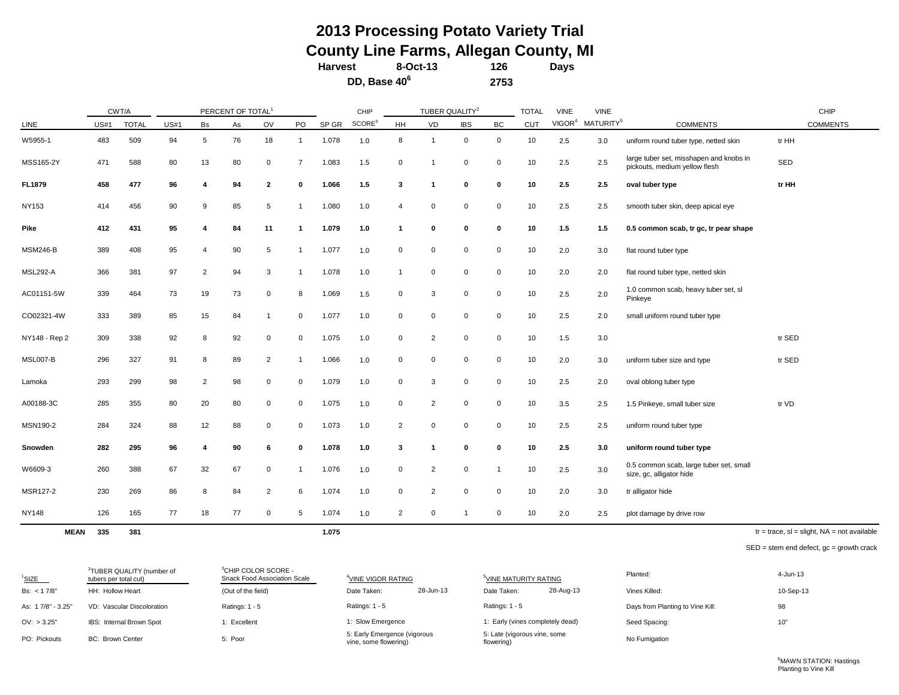# 2013 Processing Potato Variety Trial
# County Line Farms, Allegan County, MI

**Harvest** **8-Oct-13** **126** **Days**

**DD, Base 40[6]** **2753**

| | CWT/A | | PERCENT OF TOTAL[1] | | | | | | CHIP | TUBER QUALITY[2] | | | | TOTAL | VINE | VINE | | CHIP |
|---|---|---|---|---|---|---|---|---|---|---|---|---|---|---|---|---|---|---|
| LINE | US#1 | TOTAL | US#1 | Bs | As | OV | PO | SP GR | SCORE[3] | HH | VD | IBS | BC | CUT | VIGOR[4] | MATURITY[5] | COMMENTS | COMMENTS |
| W5955-1 | 483 | 509 | 94 | 5 | 76 | 18 | 1 | 1.078 | 1.0 | 8 | 1 | 0 | 0 | 10 | 2.5 | 3.0 | uniform round tuber type, netted skin | tr HH |
| MSS165-2Y | 471 | 588 | 80 | 13 | 80 | 0 | 7 | 1.083 | 1.5 | 0 | 1 | 0 | 0 | 10 | 2.5 | 2.5 | large tuber set, misshapen and knobs in pickouts, medium yellow flesh | SED |
| **FL1879** | **458** | **477** | **96** | **4** | **94** | **2** | **0** | **1.066** | **1.5** | **3** | **1** | **0** | **0** | **10** | **2.5** | **2.5** | **oval tuber type** | **tr HH** |
| NY153 | 414 | 456 | 90 | 9 | 85 | 5 | 1 | 1.080 | 1.0 | 4 | 0 | 0 | 0 | 10 | 2.5 | 2.5 | smooth tuber skin, deep apical eye | |
| **Pike** | **412** | **431** | **95** | **4** | **84** | **11** | **1** | **1.079** | **1.0** | **1** | **0** | **0** | **0** | **10** | **1.5** | **1.5** | **0.5 common scab, tr gc, tr pear shape** | |
| MSM246-B | 389 | 408 | 95 | 4 | 90 | 5 | 1 | 1.077 | 1.0 | 0 | 0 | 0 | 0 | 10 | 2.0 | 3.0 | flat round tuber type | |
| MSL292-A | 366 | 381 | 97 | 2 | 94 | 3 | 1 | 1.078 | 1.0 | 1 | 0 | 0 | 0 | 10 | 2.0 | 2.0 | flat round tuber type, netted skin | |
| AC01151-5W | 339 | 464 | 73 | 19 | 73 | 0 | 8 | 1.069 | 1.5 | 0 | 3 | 0 | 0 | 10 | 2.5 | 2.0 | 1.0 common scab, heavy tuber set, sl Pinkeye | |
| CO02321-4W | 333 | 389 | 85 | 15 | 84 | 1 | 0 | 1.077 | 1.0 | 0 | 0 | 0 | 0 | 10 | 2.5 | 2.0 | small uniform round tuber type | |
| NY148 - Rep 2 | 309 | 338 | 92 | 8 | 92 | 0 | 0 | 1.075 | 1.0 | 0 | 2 | 0 | 0 | 10 | 1.5 | 3.0 | | tr SED |
| MSL007-B | 296 | 327 | 91 | 8 | 89 | 2 | 1 | 1.066 | 1.0 | 0 | 0 | 0 | 0 | 10 | 2.0 | 3.0 | uniform tuber size and type | tr SED |
| Lamoka | 293 | 299 | 98 | 2 | 98 | 0 | 0 | 1.079 | 1.0 | 0 | 3 | 0 | 0 | 10 | 2.5 | 2.0 | oval oblong tuber type | |
| A00188-3C | 285 | 355 | 80 | 20 | 80 | 0 | 0 | 1.075 | 1.0 | 0 | 2 | 0 | 0 | 10 | 3.5 | 2.5 | 1.5 Pinkeye, small tuber size | tr VD |
| MSN190-2 | 284 | 324 | 88 | 12 | 88 | 0 | 0 | 1.073 | 1.0 | 2 | 0 | 0 | 0 | 10 | 2.5 | 2.5 | uniform round tuber type | |
| **Snowden** | **282** | **295** | **96** | **4** | **90** | **6** | **0** | **1.078** | **1.0** | **3** | **1** | **0** | **0** | **10** | **2.5** | **3.0** | **uniform round tuber type** | |
| W6609-3 | 260 | 388 | 67 | 32 | 67 | 0 | 1 | 1.076 | 1.0 | 0 | 2 | 0 | 1 | 10 | 2.5 | 3.0 | 0.5 common scab, large tuber set, small size, gc, alligator hide | |
| MSR127-2 | 230 | 269 | 86 | 8 | 84 | 2 | 6 | 1.074 | 1.0 | 0 | 2 | 0 | 0 | 10 | 2.0 | 3.0 | tr alligator hide | |
| NY148 | 126 | 165 | 77 | 18 | 77 | 0 | 5 | 1.074 | 1.0 | 2 | 0 | 1 | 0 | 10 | 2.0 | 2.5 | plot damage by drive row | |
| **MEAN** | **335** | **381** | | | | | | **1.075** | | | | | | | | | | |

tr = trace, sl = slight, NA = not available

SED = stem end defect, gc = growth crack

**[1]SIZE**
- Bs: < 1 7/8"
- As: 1 7/8" - 3.25"
- OV: > 3.25"
- PO: Pickouts

**[2]TUBER QUALITY (number of tubers per total cut)**
- HH: Hollow Heart
- VD: Vascular Discoloration
- IBS: Internal Brown Spot
- BC: Brown Center

**[3]CHIP COLOR SCORE - Snack Food Association Scale**
- (Out of the field)
- Ratings: 1 - 5
- 1: Excellent
- 5: Poor

**[4]VINE VIGOR RATING**
- Date Taken: 28-Jun-13
- Ratings: 1 - 5
- 1: Slow Emergence
- 5: Early Emergence (vigorous vine, some flowering)

**[5]VINE MATURITY RATING**
- Date Taken: 28-Aug-13
- Ratings: 1 - 5
- 1: Early (vines completely dead)
- 5: Late (vigorous vine, some flowering)

| | |
|---|---|
| Planted: | 4-Jun-13 |
| Vines Killed: | 10-Sep-13 |
| Days from Planting to Vine Kill: | 98 |
| Seed Spacing: | 10" |
| No Fumigation | |

[6]MAWN STATION: Hastings
Planting to Vine Kill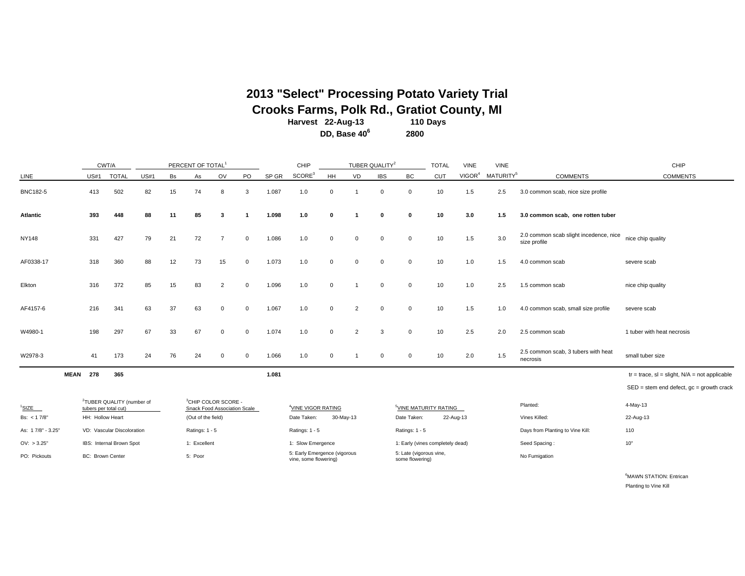# 2013 "Select" Processing Potato Variety Trial

## Crooks Farms, Polk Rd., Gratiot County, MI

**Harvest 22-Aug-13 110 Days**

**DD, Base 40[6] 2800**

| LINE | CWT/A | | PERCENT OF TOTAL[1] | | | | | SP GR | CHIP SCORE[3] | TUBER QUALITY[2] | | | | TOTAL CUT | VINE VIGOR[4] | VINE MATURITY[5] | COMMENTS | CHIP COMMENTS |
|---|---|---|---|---|---|---|---|---|---|---|---|---|---|---|---|---|---|---|
| | US#1 | TOTAL | US#1 | Bs | As | OV | PO | | | HH | VD | IBS | BC | | | | | |
| BNC182-5 | 413 | 502 | 82 | 15 | 74 | 8 | 3 | 1.087 | 1.0 | 0 | 1 | 0 | 0 | 10 | 1.5 | 2.5 | 3.0 common scab, nice size profile | |
| **Atlantic** | **393** | **448** | **88** | **11** | **85** | **3** | **1** | **1.098** | **1.0** | **0** | **1** | **0** | **0** | **10** | **3.0** | **1.5** | **3.0 common scab, one rotten tuber** | |
| NY148 | 331 | 427 | 79 | 21 | 72 | 7 | 0 | 1.086 | 1.0 | 0 | 0 | 0 | 0 | 10 | 1.5 | 3.0 | 2.0 common scab slight incedence, nice size profile | nice chip quality |
| AF0338-17 | 318 | 360 | 88 | 12 | 73 | 15 | 0 | 1.073 | 1.0 | 0 | 0 | 0 | 0 | 10 | 1.0 | 1.5 | 4.0 common scab | severe scab |
| Elkton | 316 | 372 | 85 | 15 | 83 | 2 | 0 | 1.096 | 1.0 | 0 | 1 | 0 | 0 | 10 | 1.0 | 2.5 | 1.5 common scab | nice chip quality |
| AF4157-6 | 216 | 341 | 63 | 37 | 63 | 0 | 0 | 1.067 | 1.0 | 0 | 2 | 0 | 0 | 10 | 1.5 | 1.0 | 4.0 common scab, small size profile | severe scab |
| W4980-1 | 198 | 297 | 67 | 33 | 67 | 0 | 0 | 1.074 | 1.0 | 0 | 2 | 3 | 0 | 10 | 2.5 | 2.0 | 2.5 common scab | 1 tuber with heat necrosis |
| W2978-3 | 41 | 173 | 24 | 76 | 24 | 0 | 0 | 1.066 | 1.0 | 0 | 1 | 0 | 0 | 10 | 2.0 | 1.5 | 2.5 common scab, 3 tubers with heat necrosis | small tuber size |
| **MEAN** | **278** | **365** | | | | | | **1.081** | | | | | | | | | | |

tr = trace, sl = slight, N/A = not applicable

SED = stem end defect, gc = growth crack

[1]SIZE
- Bs: < 1 7/8"
- As: 1 7/8" - 3.25"
- OV: > 3.25"
- PO: Pickouts

[2]TUBER QUALITY (number of tubers per total cut)
- HH: Hollow Heart
- VD: Vascular Discoloration
- IBS: Internal Brown Spot
- BC: Brown Center

[3]CHIP COLOR SCORE - Snack Food Association Scale
- (Out of the field)
- Ratings: 1 - 5
- 1: Excellent
- 5: Poor

[4]VINE VIGOR RATING
- Date Taken: 30-May-13
- Ratings: 1 - 5
- 1: Slow Emergence
- 5: Early Emergence (vigorous vine, some flowering)

[5]VINE MATURITY RATING
- Date Taken: 22-Aug-13
- Ratings: 1 - 5
- 1: Early (vines completely dead)
- 5: Late (vigorous vine, some flowering)

| | |
|---|---|
| Planted: | 4-May-13 |
| Vines Killed: | 22-Aug-13 |
| Days from Planting to Vine Kill: | 110 |
| Seed Spacing : | 10" |
| No Fumigation | |

[6]MAWN STATION: Entrican
Planting to Vine Kill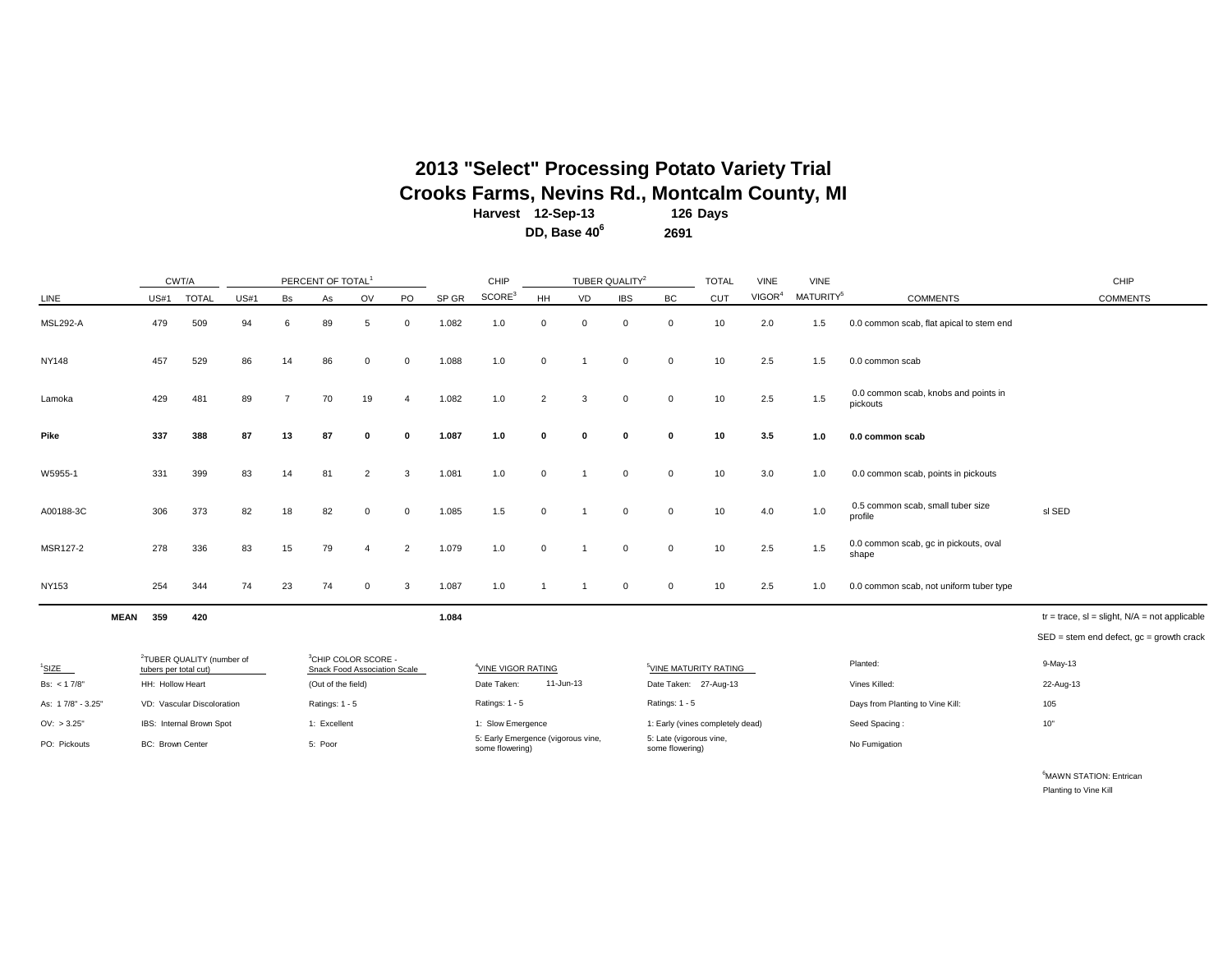# 2013 "Select" Processing Potato Variety Trial

## Crooks Farms, Nevins Rd., Montcalm County, MI

**Harvest 12-Sep-13 126 Days**

**DD, Base 40[6] 2691**

| | CWT/A | | PERCENT OF TOTAL[1] | | | | | | CHIP | TUBER QUALITY[2] | | | | TOTAL | VINE | VINE | | CHIP |
|---|---|---|---|---|---|---|---|---|---|---|---|---|---|---|---|---|---|---|
| LINE | US#1 | TOTAL | US#1 | Bs | As | OV | PO | SP GR | SCORE[3] | HH | VD | IBS | BC | CUT | VIGOR[4] | MATURITY[5] | COMMENTS | COMMENTS |
| MSL292-A | 479 | 509 | 94 | 6 | 89 | 5 | 0 | 1.082 | 1.0 | 0 | 0 | 0 | 0 | 10 | 2.0 | 1.5 | 0.0 common scab, flat apical to stem end | |
| NY148 | 457 | 529 | 86 | 14 | 86 | 0 | 0 | 1.088 | 1.0 | 0 | 1 | 0 | 0 | 10 | 2.5 | 1.5 | 0.0 common scab | |
| Lamoka | 429 | 481 | 89 | 7 | 70 | 19 | 4 | 1.082 | 1.0 | 2 | 3 | 0 | 0 | 10 | 2.5 | 1.5 | 0.0 common scab, knobs and points in pickouts | |
| **Pike** | **337** | **388** | **87** | **13** | **87** | **0** | **0** | **1.087** | **1.0** | **0** | **0** | **0** | **0** | **10** | **3.5** | **1.0** | **0.0 common scab** | |
| W5955-1 | 331 | 399 | 83 | 14 | 81 | 2 | 3 | 1.081 | 1.0 | 0 | 1 | 0 | 0 | 10 | 3.0 | 1.0 | 0.0 common scab, points in pickouts | |
| A00188-3C | 306 | 373 | 82 | 18 | 82 | 0 | 0 | 1.085 | 1.5 | 0 | 1 | 0 | 0 | 10 | 4.0 | 1.0 | 0.5 common scab, small tuber size profile | sl SED |
| MSR127-2 | 278 | 336 | 83 | 15 | 79 | 4 | 2 | 1.079 | 1.0 | 0 | 1 | 0 | 0 | 10 | 2.5 | 1.5 | 0.0 common scab, gc in pickouts, oval shape | |
| NY153 | 254 | 344 | 74 | 23 | 74 | 0 | 3 | 1.087 | 1.0 | 1 | 1 | 0 | 0 | 10 | 2.5 | 1.0 | 0.0 common scab, not uniform tuber type | |
| **MEAN** | **359** | **420** | | | | | | **1.084** | | | | | | | | | | |

tr = trace, sl = slight, N/A = not applicable

SED = stem end defect, gc = growth crack

[1]SIZE
- Bs: < 1 7/8"
- As: 1 7/8" - 3.25"
- OV: > 3.25"
- PO: Pickouts

[2]TUBER QUALITY (number of tubers per total cut)
- HH: Hollow Heart
- VD: Vascular Discoloration
- IBS: Internal Brown Spot
- BC: Brown Center

[3]CHIP COLOR SCORE - Snack Food Association Scale
- (Out of the field)
- Ratings: 1 - 5
- 1: Excellent
- 5: Poor

[4]VINE VIGOR RATING
- Date Taken: 11-Jun-13
- Ratings: 1 - 5
- 1: Slow Emergence
- 5: Early Emergence (vigorous vine, some flowering)

[5]VINE MATURITY RATING
- Date Taken: 27-Aug-13
- Ratings: 1 - 5
- 1: Early (vines completely dead)
- 5: Late (vigorous vine, some flowering)

| | |
|---|---|
| Planted: | 9-May-13 |
| Vines Killed: | 22-Aug-13 |
| Days from Planting to Vine Kill: | 105 |
| Seed Spacing : | 10" |
| No Fumigation | |

[6]MAWN STATION: Entrican
Planting to Vine Kill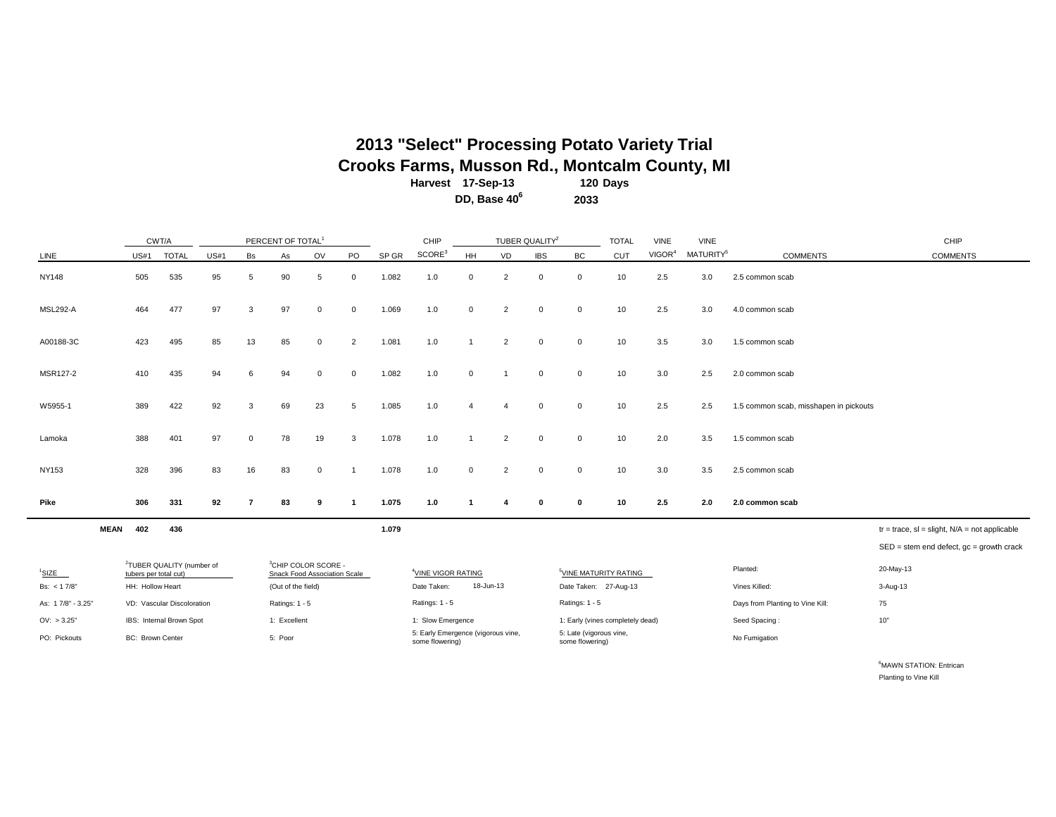# 2013 "Select" Processing Potato Variety Trial

## Crooks Farms, Musson Rd., Montcalm County, MI

**Harvest 17-Sep-13 120 Days**

**DD, Base 40[6] 2033**

| LINE | CWT/A | | PERCENT OF TOTAL[1] | | | | | SP GR | CHIP | TUBER QUALITY[2] | | | | TOTAL | VINE | VINE | COMMENTS | CHIP |
|---|---|---|---|---|---|---|---|---|---|---|---|---|---|---|---|---|---|---|
| | US#1 | TOTAL | US#1 | Bs | As | OV | PO | | SCORE[3] | HH | VD | IBS | BC | CUT | VIGOR[4] | MATURITY[5] | | COMMENTS |
| NY148 | 505 | 535 | 95 | 5 | 90 | 5 | 0 | 1.082 | 1.0 | 0 | 2 | 0 | 0 | 10 | 2.5 | 3.0 | 2.5 common scab | |
| MSL292-A | 464 | 477 | 97 | 3 | 97 | 0 | 0 | 1.069 | 1.0 | 0 | 2 | 0 | 0 | 10 | 2.5 | 3.0 | 4.0 common scab | |
| A00188-3C | 423 | 495 | 85 | 13 | 85 | 0 | 2 | 1.081 | 1.0 | 1 | 2 | 0 | 0 | 10 | 3.5 | 3.0 | 1.5 common scab | |
| MSR127-2 | 410 | 435 | 94 | 6 | 94 | 0 | 0 | 1.082 | 1.0 | 0 | 1 | 0 | 0 | 10 | 3.0 | 2.5 | 2.0 common scab | |
| W5955-1 | 389 | 422 | 92 | 3 | 69 | 23 | 5 | 1.085 | 1.0 | 4 | 4 | 0 | 0 | 10 | 2.5 | 2.5 | 1.5 common scab, misshapen in pickouts | |
| Lamoka | 388 | 401 | 97 | 0 | 78 | 19 | 3 | 1.078 | 1.0 | 1 | 2 | 0 | 0 | 10 | 2.0 | 3.5 | 1.5 common scab | |
| NY153 | 328 | 396 | 83 | 16 | 83 | 0 | 1 | 1.078 | 1.0 | 0 | 2 | 0 | 0 | 10 | 3.0 | 3.5 | 2.5 common scab | |
| **Pike** | **306** | **331** | **92** | **7** | **83** | **9** | **1** | **1.075** | **1.0** | **1** | **4** | **0** | **0** | **10** | **2.5** | **2.0** | **2.0 common scab** | |
| **MEAN** | **402** | **436** | | | | | | **1.079** | | | | | | | | | | |

tr = trace, sl = slight, N/A = not applicable

SED = stem end defect, gc = growth crack

[1]SIZE
- Bs: < 1 7/8"
- As: 1 7/8" - 3.25"
- OV: > 3.25"
- PO: Pickouts

[2]TUBER QUALITY (number of tubers per total cut)
- HH: Hollow Heart
- VD: Vascular Discoloration
- IBS: Internal Brown Spot
- BC: Brown Center

[3]CHIP COLOR SCORE - Snack Food Association Scale
- (Out of the field)
- Ratings: 1 - 5
- 1: Excellent
- 5: Poor

[4]VINE VIGOR RATING
- Date Taken: 18-Jun-13
- Ratings: 1 - 5
- 1: Slow Emergence
- 5: Early Emergence (vigorous vine, some flowering)

[5]VINE MATURITY RATING
- Date Taken: 27-Aug-13
- Ratings: 1 - 5
- 1: Early (vines completely dead)
- 5: Late (vigorous vine, some flowering)

| | |
|---|---|
| Planted: | 20-May-13 |
| Vines Killed: | 3-Aug-13 |
| Days from Planting to Vine Kill: | 75 |
| Seed Spacing : | 10" |
| No Fumigation | |

[6]MAWN STATION: Entrican
Planting to Vine Kill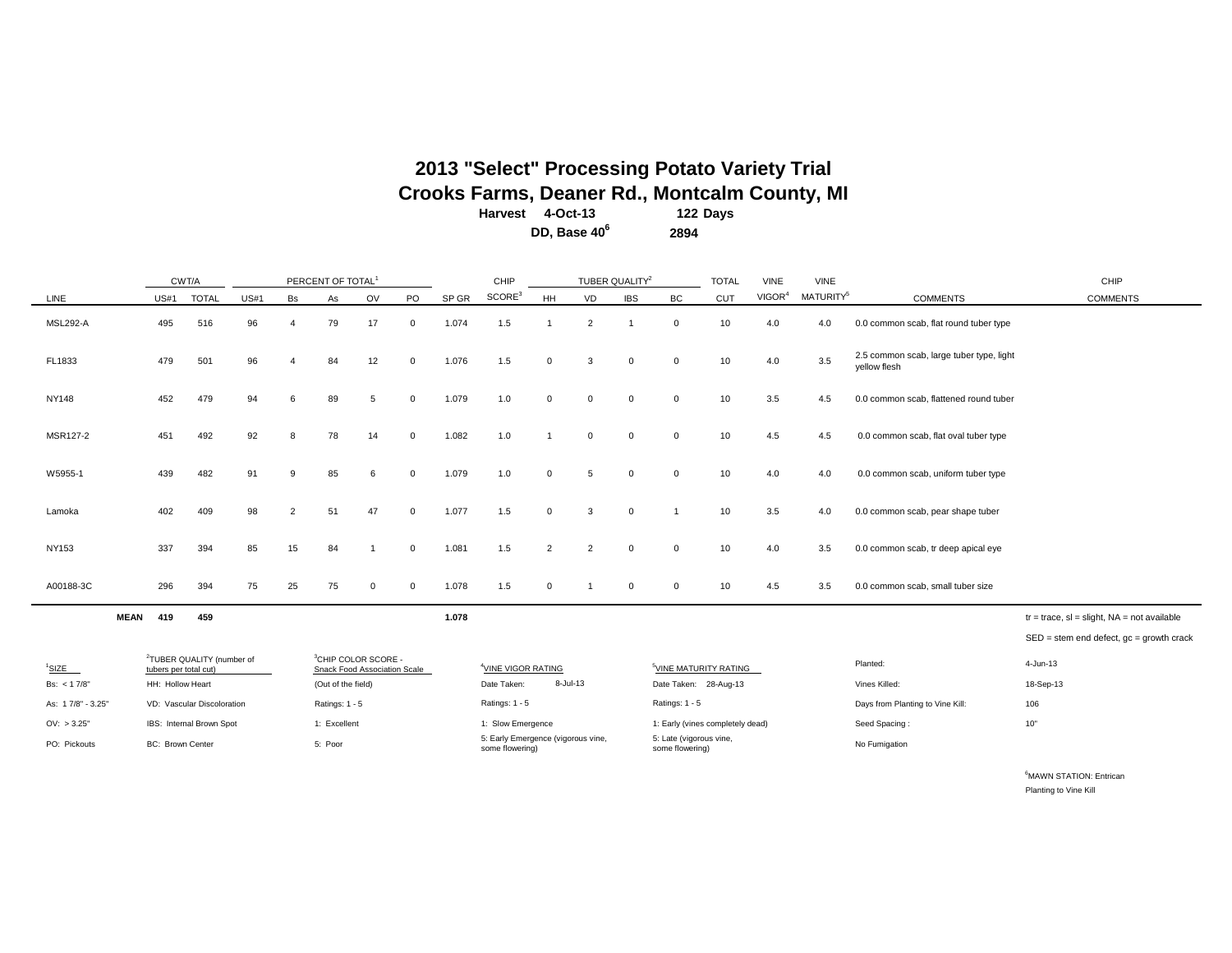# 2013 "Select" Processing Potato Variety Trial

## Crooks Farms, Deaner Rd., Montcalm County, MI

**Harvest 4-Oct-13 122 Days**

**DD, Base 40[6] 2894**

| LINE | CWT/A | | PERCENT OF TOTAL[1] | | | | | SP GR | CHIP | TUBER QUALITY[2] | | | | TOTAL | VINE | VINE | COMMENTS | CHIP |
|---|---|---|---|---|---|---|---|---|---|---|---|---|---|---|---|---|---|---|
| | US#1 | TOTAL | US#1 | Bs | As | OV | PO | | SCORE[3] | HH | VD | IBS | BC | CUT | VIGOR[4] | MATURITY[5] | | COMMENTS |
| MSL292-A | 495 | 516 | 96 | 4 | 79 | 17 | 0 | 1.074 | 1.5 | 1 | 2 | 1 | 0 | 10 | 4.0 | 4.0 | 0.0 common scab, flat round tuber type | |
| FL1833 | 479 | 501 | 96 | 4 | 84 | 12 | 0 | 1.076 | 1.5 | 0 | 3 | 0 | 0 | 10 | 4.0 | 3.5 | 2.5 common scab, large tuber type, light yellow flesh | |
| NY148 | 452 | 479 | 94 | 6 | 89 | 5 | 0 | 1.079 | 1.0 | 0 | 0 | 0 | 0 | 10 | 3.5 | 4.5 | 0.0 common scab, flattened round tuber | |
| MSR127-2 | 451 | 492 | 92 | 8 | 78 | 14 | 0 | 1.082 | 1.0 | 1 | 0 | 0 | 0 | 10 | 4.5 | 4.5 | 0.0 common scab, flat oval tuber type | |
| W5955-1 | 439 | 482 | 91 | 9 | 85 | 6 | 0 | 1.079 | 1.0 | 0 | 5 | 0 | 0 | 10 | 4.0 | 4.0 | 0.0 common scab, uniform tuber type | |
| Lamoka | 402 | 409 | 98 | 2 | 51 | 47 | 0 | 1.077 | 1.5 | 0 | 3 | 0 | 1 | 10 | 3.5 | 4.0 | 0.0 common scab, pear shape tuber | |
| NY153 | 337 | 394 | 85 | 15 | 84 | 1 | 0 | 1.081 | 1.5 | 2 | 2 | 0 | 0 | 10 | 4.0 | 3.5 | 0.0 common scab, tr deep apical eye | |
| A00188-3C | 296 | 394 | 75 | 25 | 75 | 0 | 0 | 1.078 | 1.5 | 0 | 1 | 0 | 0 | 10 | 4.5 | 3.5 | 0.0 common scab, small tuber size | |
| **MEAN** | **419** | **459** | | | | | | **1.078** | | | | | | | | | | |

tr = trace, sl = slight, NA = not available

SED = stem end defect, gc = growth crack

[1]SIZE
- Bs: < 1 7/8"
- As: 1 7/8" - 3.25"
- OV: > 3.25"
- PO: Pickouts

[2]TUBER QUALITY (number of tubers per total cut)
- HH: Hollow Heart
- VD: Vascular Discoloration
- IBS: Internal Brown Spot
- BC: Brown Center

[3]CHIP COLOR SCORE - Snack Food Association Scale
- (Out of the field)
- Ratings: 1 - 5
- 1: Excellent
- 5: Poor

[4]VINE VIGOR RATING
- Date Taken: 8-Jul-13
- Ratings: 1 - 5
- 1: Slow Emergence
- 5: Early Emergence (vigorous vine, some flowering)

[5]VINE MATURITY RATING
- Date Taken: 28-Aug-13
- Ratings: 1 - 5
- 1: Early (vines completely dead)
- 5: Late (vigorous vine, some flowering)

| | |
|---|---|
| Planted: | 4-Jun-13 |
| Vines Killed: | 18-Sep-13 |
| Days from Planting to Vine Kill: | 106 |
| Seed Spacing : | 10" |
| No Fumigation | |

[6]MAWN STATION: Entrican
Planting to Vine Kill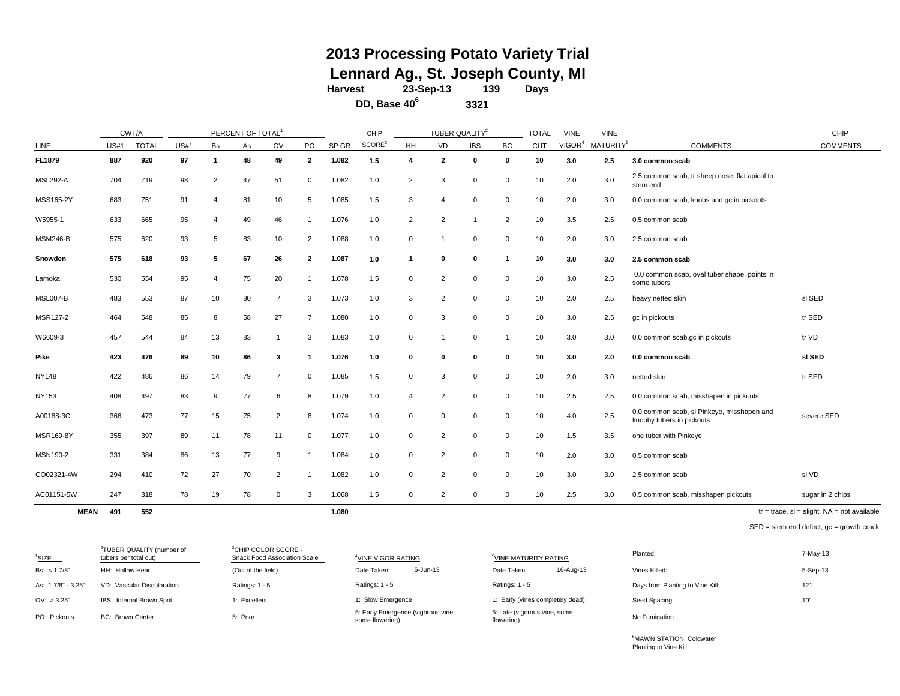# 2013 Processing Potato Variety Trial

## Lennard Ag., St. Joseph County, MI

**Harvest** **23-Sep-13** **139** **Days**

**DD, Base 40[6]** **3321**

| | CWT/A | | PERCENT OF TOTAL[1] | | | | | | CHIP | TUBER QUALITY[2] | | | | TOTAL | VINE | VINE | | CHIP |
|---|---|---|---|---|---|---|---|---|---|---|---|---|---|---|---|---|---|---|
| LINE | US#1 | TOTAL | US#1 | Bs | As | OV | PO | SP GR | SCORE[3] | HH | VD | IBS | BC | CUT | VIGOR[4] | MATURITY[5] | COMMENTS | COMMENTS |
| **FL1879** | **887** | **920** | **97** | **1** | **48** | **49** | **2** | **1.082** | **1.5** | **4** | **2** | **0** | **0** | **10** | **3.0** | **2.5** | **3.0 common scab** | |
| MSL292-A | 704 | 719 | 98 | 2 | 47 | 51 | 0 | 1.082 | 1.0 | 2 | 3 | 0 | 0 | 10 | 2.0 | 3.0 | 2.5 common scab, tr sheep nose, flat apical to stem end | |
| MSS165-2Y | 683 | 751 | 91 | 4 | 81 | 10 | 5 | 1.085 | 1.5 | 3 | 4 | 0 | 0 | 10 | 2.0 | 3.0 | 0.0 common scab, knobs and gc in pickouts | |
| W5955-1 | 633 | 665 | 95 | 4 | 49 | 46 | 1 | 1.076 | 1.0 | 2 | 2 | 1 | 2 | 10 | 3.5 | 2.5 | 0.5 common scab | |
| MSM246-B | 575 | 620 | 93 | 5 | 83 | 10 | 2 | 1.088 | 1.0 | 0 | 1 | 0 | 0 | 10 | 2.0 | 3.0 | 2.5 common scab | |
| **Snowden** | **575** | **618** | **93** | **5** | **67** | **26** | **2** | **1.087** | **1.0** | **1** | **0** | **0** | **1** | **10** | **3.0** | **3.0** | **2.5 common scab** | |
| Lamoka | 530 | 554 | 95 | 4 | 75 | 20 | 1 | 1.078 | 1.5 | 0 | 2 | 0 | 0 | 10 | 3.0 | 2.5 | 0.0 common scab, oval tuber shape, points in some tubers | |
| MSL007-B | 483 | 553 | 87 | 10 | 80 | 7 | 3 | 1.073 | 1.0 | 3 | 2 | 0 | 0 | 10 | 2.0 | 2.5 | heavy netted skin | sl SED |
| MSR127-2 | 464 | 548 | 85 | 8 | 58 | 27 | 7 | 1.080 | 1.0 | 0 | 3 | 0 | 0 | 10 | 3.0 | 2.5 | gc in pickouts | tr SED |
| W6609-3 | 457 | 544 | 84 | 13 | 83 | 1 | 3 | 1.083 | 1.0 | 0 | 1 | 0 | 1 | 10 | 3.0 | 3.0 | 0.0 common scab,gc in pickouts | tr VD |
| **Pike** | **423** | **476** | **89** | **10** | **86** | **3** | **1** | **1.076** | **1.0** | **0** | **0** | **0** | **0** | **10** | **3.0** | **2.0** | **0.0 common scab** | **sl SED** |
| NY148 | 422 | 486 | 86 | 14 | 79 | 7 | 0 | 1.085 | 1.5 | 0 | 3 | 0 | 0 | 10 | 2.0 | 3.0 | netted skin | tr SED |
| NY153 | 408 | 497 | 83 | 9 | 77 | 6 | 8 | 1.079 | 1.0 | 4 | 2 | 0 | 0 | 10 | 2.5 | 2.5 | 0.0 common scab, misshapen in pickouts | |
| A00188-3C | 366 | 473 | 77 | 15 | 75 | 2 | 8 | 1.074 | 1.0 | 0 | 0 | 0 | 0 | 10 | 4.0 | 2.5 | 0.0 common scab, sl Pinkeye, misshapen and knobby tubers in pickouts | severe SED |
| MSR169-8Y | 355 | 397 | 89 | 11 | 78 | 11 | 0 | 1.077 | 1.0 | 0 | 2 | 0 | 0 | 10 | 1.5 | 3.5 | one tuber with Pinkeye | |
| MSN190-2 | 331 | 384 | 86 | 13 | 77 | 9 | 1 | 1.084 | 1.0 | 0 | 2 | 0 | 0 | 10 | 2.0 | 3.0 | 0.5 common scab | |
| CO02321-4W | 294 | 410 | 72 | 27 | 70 | 2 | 1 | 1.082 | 1.0 | 0 | 2 | 0 | 0 | 10 | 3.0 | 3.0 | 2.5 common scab | sl VD |
| AC01151-5W | 247 | 318 | 78 | 19 | 78 | 0 | 3 | 1.068 | 1.5 | 0 | 2 | 0 | 0 | 10 | 2.5 | 3.0 | 0.5 common scab, misshapen pickouts | sugar in 2 chips |
| **MEAN** | **491** | **552** | | | | | | **1.080** | | | | | | | | | | |

tr = trace, sl = slight, NA = not available

SED = stem end defect, gc = growth crack

[1]SIZE
- Bs: < 1 7/8"
- As: 1 7/8" - 3.25"
- OV: > 3.25"
- PO: Pickouts

[2]TUBER QUALITY (number of tubers per total cut)
- HH: Hollow Heart
- VD: Vascular Discoloration
- IBS: Internal Brown Spot
- BC: Brown Center

[3]CHIP COLOR SCORE - Snack Food Association Scale
- (Out of the field)
- Ratings: 1 - 5
- 1: Excellent
- 5: Poor

[4]VINE VIGOR RATING
- Date Taken: 5-Jun-13
- Ratings: 1 - 5
- 1: Slow Emergence
- 5: Early Emergence (vigorous vine, some flowering)

[5]VINE MATURITY RATING
- Date Taken: 16-Aug-13
- Ratings: 1 - 5
- 1: Early (vines completely dead)
- 5: Late (vigorous vine, some flowering)

| | |
|---|---|
| Planted: | 7-May-13 |
| Vines Killed: | 5-Sep-13 |
| Days from Planting to Vine Kill: | 121 |
| Seed Spacing: | 10" |
| No Fumigation | |

[6]MAWN STATION: Coldwater
Planting to Vine Kill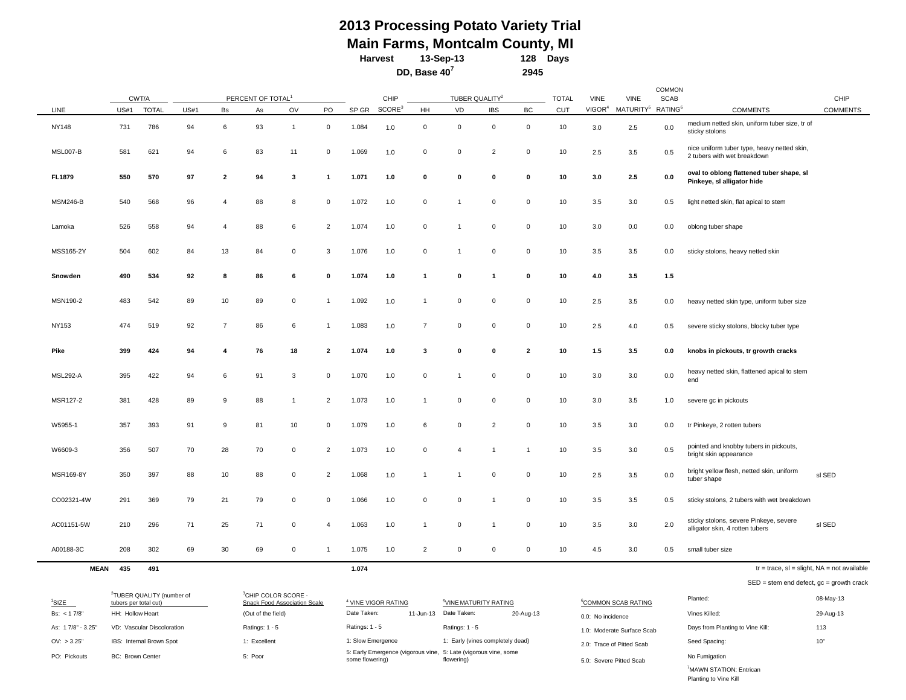# 2013 Processing Potato Variety Trial

## Main Farms, Montcalm County, MI

**Harvest 13-Sep-13 128 Days**

**DD, Base 40[7] 2945**

| LINE | CWT/A US#1 | CWT/A TOTAL | PERCENT OF TOTAL[1] US#1 | Bs | As | OV | PO | SP GR | CHIP SCORE[3] | TUBER QUALITY[2] HH | VD | IBS | BC | TOTAL CUT | VINE VIGOR[4] | VINE MATURITY[5] | COMMON SCAB RATING[6] | COMMENTS | CHIP COMMENTS |
|---|---|---|---|---|---|---|---|---|---|---|---|---|---|---|---|---|---|---|---|
| NY148 | 731 | 786 | 94 | 6 | 93 | 1 | 0 | 1.084 | 1.0 | 0 | 0 | 0 | 0 | 10 | 3.0 | 2.5 | 0.0 | medium netted skin, uniform tuber size, tr of sticky stolons | |
| MSL007-B | 581 | 621 | 94 | 6 | 83 | 11 | 0 | 1.069 | 1.0 | 0 | 0 | 2 | 0 | 10 | 2.5 | 3.5 | 0.5 | nice uniform tuber type, heavy netted skin, 2 tubers with wet breakdown | |
| **FL1879** | **550** | **570** | **97** | **2** | **94** | **3** | **1** | **1.071** | **1.0** | **0** | **0** | **0** | **0** | **10** | **3.0** | **2.5** | **0.0** | **oval to oblong flattened tuber shape, sl Pinkeye, sl alligator hide** | |
| MSM246-B | 540 | 568 | 96 | 4 | 88 | 8 | 0 | 1.072 | 1.0 | 0 | 1 | 0 | 0 | 10 | 3.5 | 3.0 | 0.5 | light netted skin, flat apical to stem | |
| Lamoka | 526 | 558 | 94 | 4 | 88 | 6 | 2 | 1.074 | 1.0 | 0 | 1 | 0 | 0 | 10 | 3.0 | 0.0 | 0.0 | oblong tuber shape | |
| MSS165-2Y | 504 | 602 | 84 | 13 | 84 | 0 | 3 | 1.076 | 1.0 | 0 | 1 | 0 | 0 | 10 | 3.5 | 3.5 | 0.0 | sticky stolons, heavy netted skin | |
| **Snowden** | **490** | **534** | **92** | **8** | **86** | **6** | **0** | **1.074** | **1.0** | **1** | **0** | **1** | **0** | **10** | **4.0** | **3.5** | **1.5** | | |
| MSN190-2 | 483 | 542 | 89 | 10 | 89 | 0 | 1 | 1.092 | 1.0 | 1 | 0 | 0 | 0 | 10 | 2.5 | 3.5 | 0.0 | heavy netted skin type, uniform tuber size | |
| NY153 | 474 | 519 | 92 | 7 | 86 | 6 | 1 | 1.083 | 1.0 | 7 | 0 | 0 | 0 | 10 | 2.5 | 4.0 | 0.5 | severe sticky stolons, blocky tuber type | |
| **Pike** | **399** | **424** | **94** | **4** | **76** | **18** | **2** | **1.074** | **1.0** | **3** | **0** | **0** | **2** | **10** | **1.5** | **3.5** | **0.0** | **knobs in pickouts, tr growth cracks** | |
| MSL292-A | 395 | 422 | 94 | 6 | 91 | 3 | 0 | 1.070 | 1.0 | 0 | 1 | 0 | 0 | 10 | 3.0 | 3.0 | 0.0 | heavy netted skin, flattened apical to stem end | |
| MSR127-2 | 381 | 428 | 89 | 9 | 88 | 1 | 2 | 1.073 | 1.0 | 1 | 0 | 0 | 0 | 10 | 3.0 | 3.5 | 1.0 | severe gc in pickouts | |
| W5955-1 | 357 | 393 | 91 | 9 | 81 | 10 | 0 | 1.079 | 1.0 | 6 | 0 | 2 | 0 | 10 | 3.5 | 3.0 | 0.0 | tr Pinkeye, 2 rotten tubers | |
| W6609-3 | 356 | 507 | 70 | 28 | 70 | 0 | 2 | 1.073 | 1.0 | 0 | 4 | 1 | 1 | 10 | 3.5 | 3.0 | 0.5 | pointed and knobby tubers in pickouts, bright skin appearance | |
| MSR169-8Y | 350 | 397 | 88 | 10 | 88 | 0 | 2 | 1.068 | 1.0 | 1 | 1 | 0 | 0 | 10 | 2.5 | 3.5 | 0.0 | bright yellow flesh, netted skin, uniform tuber shape | sl SED |
| CO02321-4W | 291 | 369 | 79 | 21 | 79 | 0 | 0 | 1.066 | 1.0 | 0 | 0 | 1 | 0 | 10 | 3.5 | 3.5 | 0.5 | sticky stolons, 2 tubers with wet breakdown | |
| AC01151-5W | 210 | 296 | 71 | 25 | 71 | 0 | 4 | 1.063 | 1.0 | 1 | 0 | 1 | 0 | 10 | 3.5 | 3.0 | 2.0 | sticky stolons, severe Pinkeye, severe alligator skin, 4 rotten tubers | sl SED |
| A00188-3C | 208 | 302 | 69 | 30 | 69 | 0 | 1 | 1.075 | 1.0 | 2 | 0 | 0 | 0 | 10 | 4.5 | 3.0 | 0.5 | small tuber size | |
| **MEAN** | **435** | **491** | | | | | | **1.074** | | | | | | | | | | | |

tr = trace, sl = slight, NA = not available

SED = stem end defect, gc = growth crack

[1]SIZE
- Bs: < 1 7/8"
- As: 1 7/8" - 3.25"
- OV: > 3.25"
- PO: Pickouts

[2]TUBER QUALITY (number of tubers per total cut)
- HH: Hollow Heart
- VD: Vascular Discoloration
- IBS: Internal Brown Spot
- BC: Brown Center

[3]CHIP COLOR SCORE - Snack Food Association Scale
- (Out of the field)
- Ratings: 1 - 5
- 1: Excellent
- 5: Poor

[4] VINE VIGOR RATING
- Date Taken: 11-Jun-13
- Ratings: 1 - 5
- 1: Slow Emergence
- 5: Early Emergence (vigorous vine, some flowering)

[5]VINE MATURITY RATING
- Date Taken: 20-Aug-13
- Ratings: 1 - 5
- 1: Early (vines completely dead)
- 5: Late (vigorous vine, some flowering)

[6]COMMON SCAB RATING
- 0.0: No incidence
- 1.0: Moderate Surface Scab
- 2.0: Trace of Pitted Scab
- 5.0: Severe Pitted Scab

| | |
|---|---|
| Planted: | 08-May-13 |
| Vines Killed: | 29-Aug-13 |
| Days from Planting to Vine Kill: | 113 |
| Seed Spacing: | 10" |
| No Fumigation | |

[7]MAWN STATION: Entrican
Planting to Vine Kill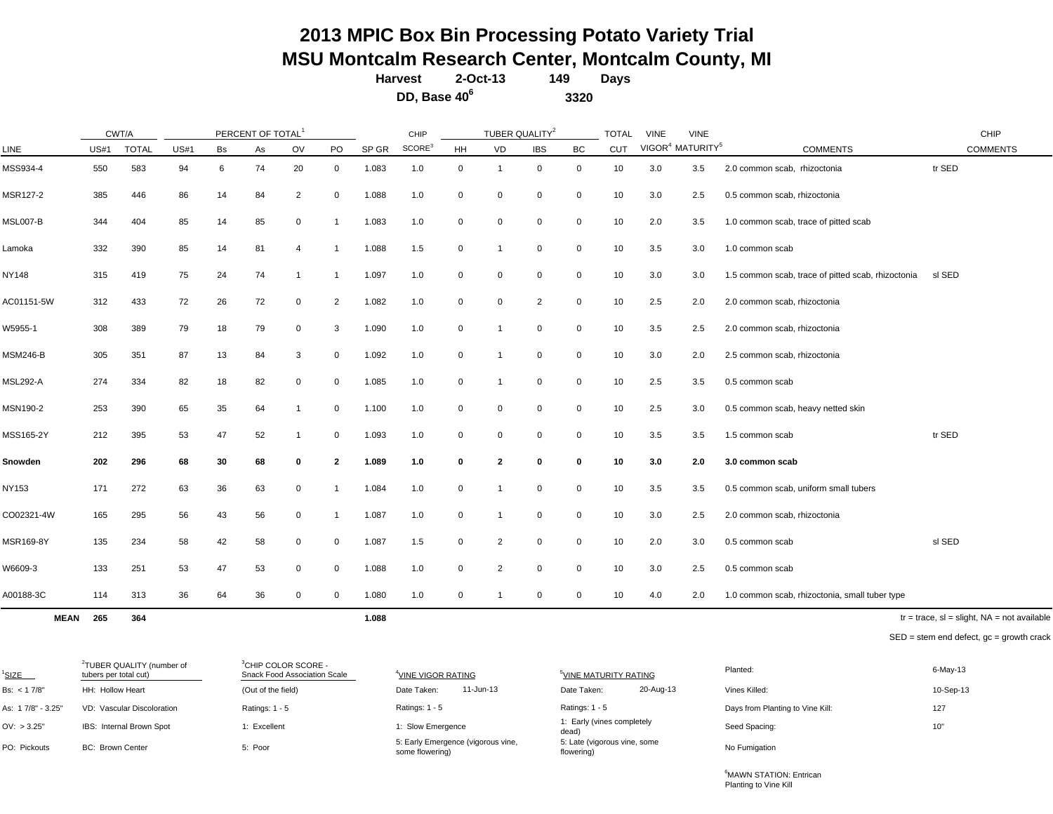# 2013 MPIC Box Bin Processing Potato Variety Trial
## MSU Montcalm Research Center, Montcalm County, MI

**Harvest** **2-Oct-13** **149** **Days**

**DD, Base 40[6]** **3320**

| LINE | CWT/A | | PERCENT OF TOTAL[1] | | | | | SP GR | CHIP | TUBER QUALITY[2] | | | | TOTAL | VINE | VINE | COMMENTS | CHIP |
|---|---|---|---|---|---|---|---|---|---|---|---|---|---|---|---|---|---|---|
| | US#1 | TOTAL | US#1 | Bs | As | OV | PO | | SCORE[3] | HH | VD | IBS | BC | CUT | VIGOR[4] | MATURITY[5] | | COMMENTS |
| MSS934-4 | 550 | 583 | 94 | 6 | 74 | 20 | 0 | 1.083 | 1.0 | 0 | 1 | 0 | 0 | 10 | 3.0 | 3.5 | 2.0 common scab, rhizoctonia | tr SED |
| MSR127-2 | 385 | 446 | 86 | 14 | 84 | 2 | 0 | 1.088 | 1.0 | 0 | 0 | 0 | 0 | 10 | 3.0 | 2.5 | 0.5 common scab, rhizoctonia | |
| MSL007-B | 344 | 404 | 85 | 14 | 85 | 0 | 1 | 1.083 | 1.0 | 0 | 0 | 0 | 0 | 10 | 2.0 | 3.5 | 1.0 common scab, trace of pitted scab | |
| Lamoka | 332 | 390 | 85 | 14 | 81 | 4 | 1 | 1.088 | 1.5 | 0 | 1 | 0 | 0 | 10 | 3.5 | 3.0 | 1.0 common scab | |
| NY148 | 315 | 419 | 75 | 24 | 74 | 1 | 1 | 1.097 | 1.0 | 0 | 0 | 0 | 0 | 10 | 3.0 | 3.0 | 1.5 common scab, trace of pitted scab, rhizoctonia | sl SED |
| AC01151-5W | 312 | 433 | 72 | 26 | 72 | 0 | 2 | 1.082 | 1.0 | 0 | 0 | 2 | 0 | 10 | 2.5 | 2.0 | 2.0 common scab, rhizoctonia | |
| W5955-1 | 308 | 389 | 79 | 18 | 79 | 0 | 3 | 1.090 | 1.0 | 0 | 1 | 0 | 0 | 10 | 3.5 | 2.5 | 2.0 common scab, rhizoctonia | |
| MSM246-B | 305 | 351 | 87 | 13 | 84 | 3 | 0 | 1.092 | 1.0 | 0 | 1 | 0 | 0 | 10 | 3.0 | 2.0 | 2.5 common scab, rhizoctonia | |
| MSL292-A | 274 | 334 | 82 | 18 | 82 | 0 | 0 | 1.085 | 1.0 | 0 | 1 | 0 | 0 | 10 | 2.5 | 3.5 | 0.5 common scab | |
| MSN190-2 | 253 | 390 | 65 | 35 | 64 | 1 | 0 | 1.100 | 1.0 | 0 | 0 | 0 | 0 | 10 | 2.5 | 3.0 | 0.5 common scab, heavy netted skin | |
| MSS165-2Y | 212 | 395 | 53 | 47 | 52 | 1 | 0 | 1.093 | 1.0 | 0 | 0 | 0 | 0 | 10 | 3.5 | 3.5 | 1.5 common scab | tr SED |
| **Snowden** | **202** | **296** | **68** | **30** | **68** | **0** | **2** | **1.089** | **1.0** | **0** | **2** | **0** | **0** | **10** | **3.0** | **2.0** | **3.0 common scab** | |
| NY153 | 171 | 272 | 63 | 36 | 63 | 0 | 1 | 1.084 | 1.0 | 0 | 1 | 0 | 0 | 10 | 3.5 | 3.5 | 0.5 common scab, uniform small tubers | |
| CO02321-4W | 165 | 295 | 56 | 43 | 56 | 0 | 1 | 1.087 | 1.0 | 0 | 1 | 0 | 0 | 10 | 3.0 | 2.5 | 2.0 common scab, rhizoctonia | |
| MSR169-8Y | 135 | 234 | 58 | 42 | 58 | 0 | 0 | 1.087 | 1.5 | 0 | 2 | 0 | 0 | 10 | 2.0 | 3.0 | 0.5 common scab | sl SED |
| W6609-3 | 133 | 251 | 53 | 47 | 53 | 0 | 0 | 1.088 | 1.0 | 0 | 2 | 0 | 0 | 10 | 3.0 | 2.5 | 0.5 common scab | |
| A00188-3C | 114 | 313 | 36 | 64 | 36 | 0 | 0 | 1.080 | 1.0 | 0 | 1 | 0 | 0 | 10 | 4.0 | 2.0 | 1.0 common scab, rhizoctonia, small tuber type | |
| **MEAN** | **265** | **364** | | | | | | **1.088** | | | | | | | | | | |

tr = trace, sl = slight, NA = not available

SED = stem end defect, gc = growth crack

| [1]SIZE | [2]TUBER QUALITY (number of tubers per total cut) | [3]CHIP COLOR SCORE - Snack Food Association Scale | [4]VINE VIGOR RATING | [5]VINE MATURITY RATING | | |
|---|---|---|---|---|---|---|
| Bs: < 1 7/8" | HH: Hollow Heart | (Out of the field) | Date Taken: 11-Jun-13 | Date Taken: 20-Aug-13 | Planted: | 6-May-13 |
| As: 1 7/8" - 3.25" | VD: Vascular Discoloration | Ratings: 1 - 5 | Ratings: 1 - 5 | Ratings: 1 - 5 | Vines Killed: | 10-Sep-13 |
| OV: > 3.25" | IBS: Internal Brown Spot | 1: Excellent | 1: Slow Emergence | 1: Early (vines completely dead) | Days from Planting to Vine Kill: | 127 |
| PO: Pickouts | BC: Brown Center | 5: Poor | 5: Early Emergence (vigorous vine, some flowering) | 5: Late (vigorous vine, some flowering) | Seed Spacing: | 10" |
| | | | | | No Fumigation | |

[6]MAWN STATION: Entrican
Planting to Vine Kill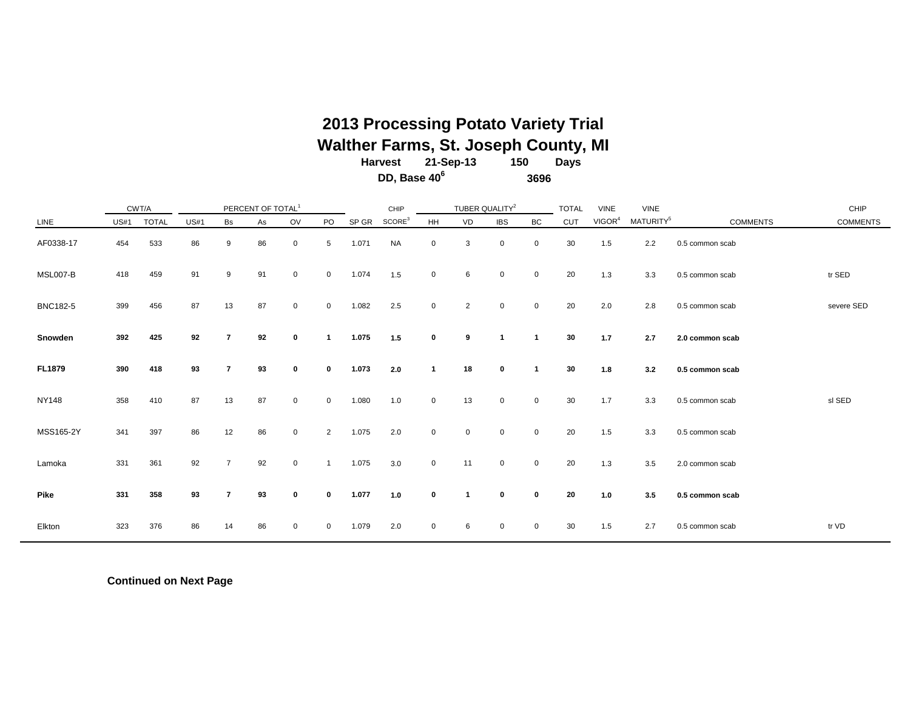# 2013 Processing Potato Variety Trial

## Walther Farms, St. Joseph County, MI

**Harvest 21-Sep-13 150 Days**

**DD, Base 40[6] 3696**

| | CWT/A | | PERCENT OF TOTAL[1] | | | | | | CHIP | TUBER QUALITY[2] | | | | TOTAL | VINE | VINE | | CHIP |
|---|---|---|---|---|---|---|---|---|---|---|---|---|---|---|---|---|---|---|
| LINE | US#1 | TOTAL | US#1 | Bs | As | OV | PO | SP GR | SCORE[3] | HH | VD | IBS | BC | CUT | VIGOR[4] | MATURITY[5] | COMMENTS | COMMENTS |
| AF0338-17 | 454 | 533 | 86 | 9 | 86 | 0 | 5 | 1.071 | NA | 0 | 3 | 0 | 0 | 30 | 1.5 | 2.2 | 0.5 common scab | |
| MSL007-B | 418 | 459 | 91 | 9 | 91 | 0 | 0 | 1.074 | 1.5 | 0 | 6 | 0 | 0 | 20 | 1.3 | 3.3 | 0.5 common scab | tr SED |
| BNC182-5 | 399 | 456 | 87 | 13 | 87 | 0 | 0 | 1.082 | 2.5 | 0 | 2 | 0 | 0 | 20 | 2.0 | 2.8 | 0.5 common scab | severe SED |
| **Snowden** | **392** | **425** | **92** | **7** | **92** | **0** | **1** | **1.075** | **1.5** | **0** | **9** | **1** | **1** | **30** | **1.7** | **2.7** | **2.0 common scab** | |
| **FL1879** | **390** | **418** | **93** | **7** | **93** | **0** | **0** | **1.073** | **2.0** | **1** | **18** | **0** | **1** | **30** | **1.8** | **3.2** | **0.5 common scab** | |
| NY148 | 358 | 410 | 87 | 13 | 87 | 0 | 0 | 1.080 | 1.0 | 0 | 13 | 0 | 0 | 30 | 1.7 | 3.3 | 0.5 common scab | sl SED |
| MSS165-2Y | 341 | 397 | 86 | 12 | 86 | 0 | 2 | 1.075 | 2.0 | 0 | 0 | 0 | 0 | 20 | 1.5 | 3.3 | 0.5 common scab | |
| Lamoka | 331 | 361 | 92 | 7 | 92 | 0 | 1 | 1.075 | 3.0 | 0 | 11 | 0 | 0 | 20 | 1.3 | 3.5 | 2.0 common scab | |
| **Pike** | **331** | **358** | **93** | **7** | **93** | **0** | **0** | **1.077** | **1.0** | **0** | **1** | **0** | **0** | **20** | **1.0** | **3.5** | **0.5 common scab** | |
| Elkton | 323 | 376 | 86 | 14 | 86 | 0 | 0 | 1.079 | 2.0 | 0 | 6 | 0 | 0 | 30 | 1.5 | 2.7 | 0.5 common scab | tr VD |

**Continued on Next Page**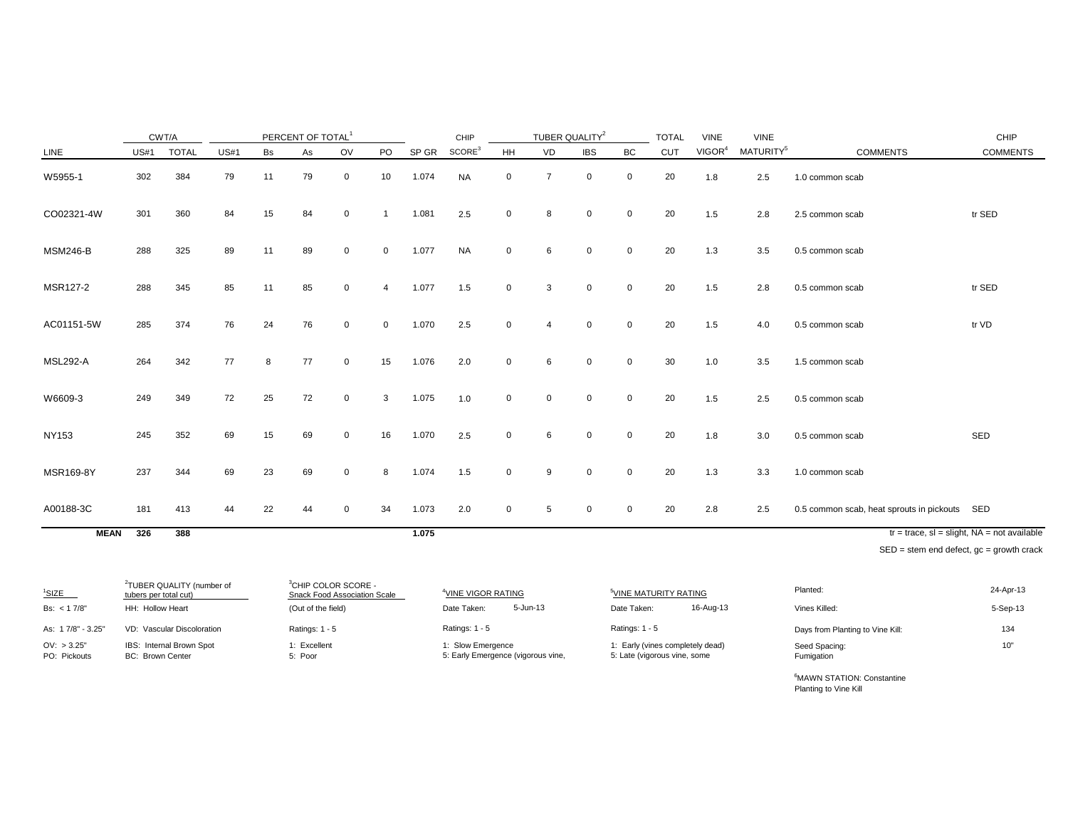| LINE | CWT/A US#1 | CWT/A TOTAL | PERCENT OF TOTAL[1] US#1 | Bs | As | OV | PO | SP GR | CHIP SCORE[3] | TUBER QUALITY[2] HH | VD | IBS | BC | TOTAL CUT | VINE VIGOR[4] | VINE MATURITY[5] | COMMENTS | CHIP COMMENTS |
|---|---|---|---|---|---|---|---|---|---|---|---|---|---|---|---|---|---|---|
| W5955-1 | 302 | 384 | 79 | 11 | 79 | 0 | 10 | 1.074 | NA | 0 | 7 | 0 | 0 | 20 | 1.8 | 2.5 | 1.0 common scab | |
| CO02321-4W | 301 | 360 | 84 | 15 | 84 | 0 | 1 | 1.081 | 2.5 | 0 | 8 | 0 | 0 | 20 | 1.5 | 2.8 | 2.5 common scab | tr SED |
| MSM246-B | 288 | 325 | 89 | 11 | 89 | 0 | 0 | 1.077 | NA | 0 | 6 | 0 | 0 | 20 | 1.3 | 3.5 | 0.5 common scab | |
| MSR127-2 | 288 | 345 | 85 | 11 | 85 | 0 | 4 | 1.077 | 1.5 | 0 | 3 | 0 | 0 | 20 | 1.5 | 2.8 | 0.5 common scab | tr SED |
| AC01151-5W | 285 | 374 | 76 | 24 | 76 | 0 | 0 | 1.070 | 2.5 | 0 | 4 | 0 | 0 | 20 | 1.5 | 4.0 | 0.5 common scab | tr VD |
| MSL292-A | 264 | 342 | 77 | 8 | 77 | 0 | 15 | 1.076 | 2.0 | 0 | 6 | 0 | 0 | 30 | 1.0 | 3.5 | 1.5 common scab | |
| W6609-3 | 249 | 349 | 72 | 25 | 72 | 0 | 3 | 1.075 | 1.0 | 0 | 0 | 0 | 0 | 20 | 1.5 | 2.5 | 0.5 common scab | |
| NY153 | 245 | 352 | 69 | 15 | 69 | 0 | 16 | 1.070 | 2.5 | 0 | 6 | 0 | 0 | 20 | 1.8 | 3.0 | 0.5 common scab | SED |
| MSR169-8Y | 237 | 344 | 69 | 23 | 69 | 0 | 8 | 1.074 | 1.5 | 0 | 9 | 0 | 0 | 20 | 1.3 | 3.3 | 1.0 common scab | |
| A00188-3C | 181 | 413 | 44 | 22 | 44 | 0 | 34 | 1.073 | 2.0 | 0 | 5 | 0 | 0 | 20 | 2.8 | 2.5 | 0.5 common scab, heat sprouts in pickouts | SED |
| **MEAN** | **326** | **388** | | | | | | **1.075** | | | | | | | | | | |

tr = trace, sl = slight, NA = not available

SED = stem end defect, gc = growth crack

[1]SIZE
Bs: < 1 7/8"
As: 1 7/8" - 3.25"
OV: > 3.25"
PO: Pickouts

[2]TUBER QUALITY (number of tubers per total cut)
HH: Hollow Heart
VD: Vascular Discoloration
IBS: Internal Brown Spot
BC: Brown Center

[3]CHIP COLOR SCORE - Snack Food Association Scale
(Out of the field)
Ratings: 1 - 5
1: Excellent
5: Poor

[4]VINE VIGOR RATING
Date Taken: 5-Jun-13
Ratings: 1 - 5
1: Slow Emergence
5: Early Emergence (vigorous vine,

[5]VINE MATURITY RATING
Date Taken: 16-Aug-13
Ratings: 1 - 5
1: Early (vines completely dead)
5: Late (vigorous vine, some

| | |
|---|---|
| Planted: | 24-Apr-13 |
| Vines Killed: | 5-Sep-13 |
| Days from Planting to Vine Kill: | 134 |
| Seed Spacing: | 10" |
| Fumigation | |

[6]MAWN STATION: Constantine
Planting to Vine Kill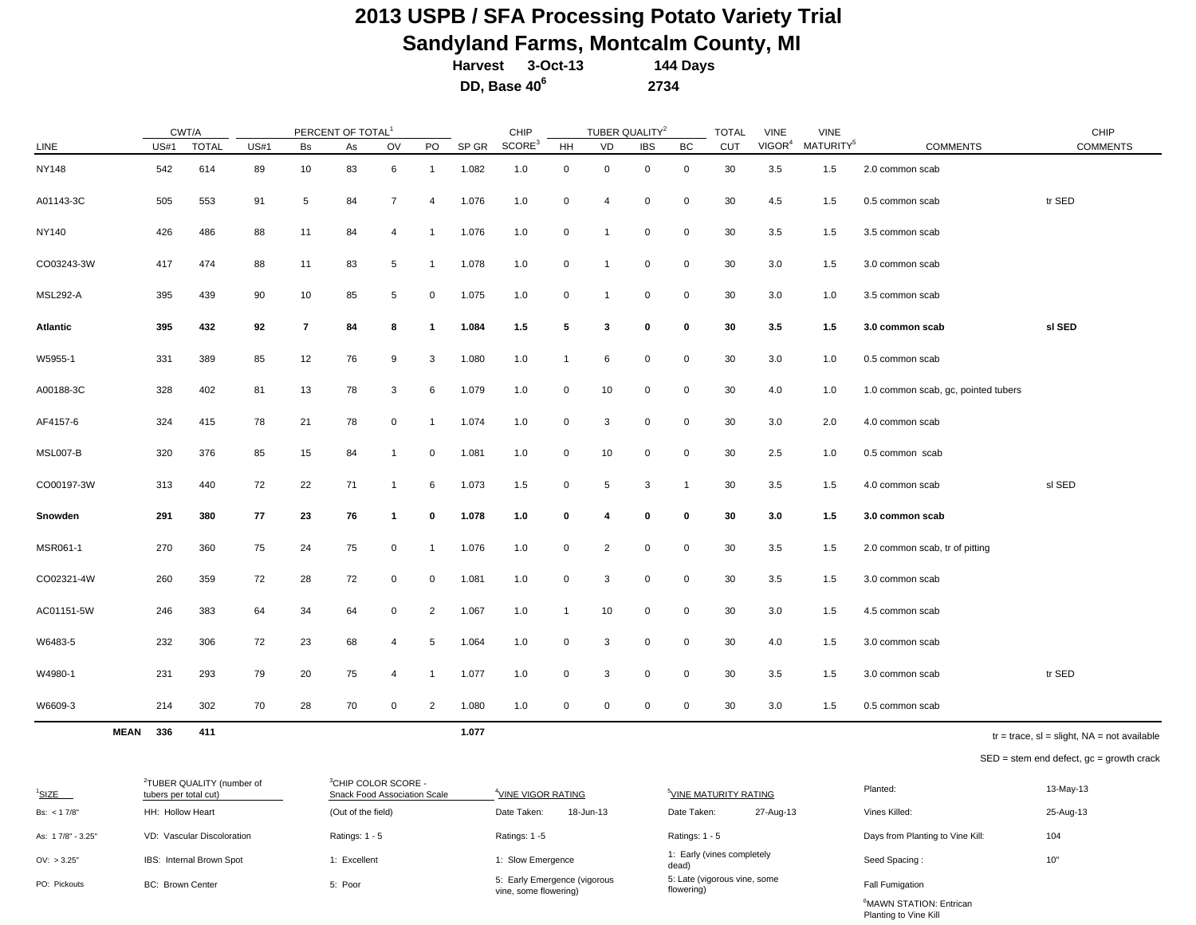# 2013 USPB / SFA Processing Potato Variety Trial

## Sandyland Farms, Montcalm County, MI

**Harvest 3-Oct-13 144 Days**

**DD, Base 40[6] 2734**

| LINE | CWT/A US#1 | CWT/A TOTAL | PERCENT OF TOTAL[1] US#1 | Bs | As | OV | PO | SP GR | CHIP SCORE[3] | TUBER QUALITY[2] HH | VD | IBS | BC | TOTAL CUT | VINE VIGOR[4] | VINE MATURITY[5] | COMMENTS | CHIP COMMENTS |
|---|---|---|---|---|---|---|---|---|---|---|---|---|---|---|---|---|---|---|
| NY148 | 542 | 614 | 89 | 10 | 83 | 6 | 1 | 1.082 | 1.0 | 0 | 0 | 0 | 0 | 30 | 3.5 | 1.5 | 2.0 common scab | |
| A01143-3C | 505 | 553 | 91 | 5 | 84 | 7 | 4 | 1.076 | 1.0 | 0 | 4 | 0 | 0 | 30 | 4.5 | 1.5 | 0.5 common scab | tr SED |
| NY140 | 426 | 486 | 88 | 11 | 84 | 4 | 1 | 1.076 | 1.0 | 0 | 1 | 0 | 0 | 30 | 3.5 | 1.5 | 3.5 common scab | |
| CO03243-3W | 417 | 474 | 88 | 11 | 83 | 5 | 1 | 1.078 | 1.0 | 0 | 1 | 0 | 0 | 30 | 3.0 | 1.5 | 3.0 common scab | |
| MSL292-A | 395 | 439 | 90 | 10 | 85 | 5 | 0 | 1.075 | 1.0 | 0 | 1 | 0 | 0 | 30 | 3.0 | 1.0 | 3.5 common scab | |
| **Atlantic** | **395** | **432** | **92** | **7** | **84** | **8** | **1** | **1.084** | **1.5** | **5** | **3** | **0** | **0** | **30** | **3.5** | **1.5** | **3.0 common scab** | **sl SED** |
| W5955-1 | 331 | 389 | 85 | 12 | 76 | 9 | 3 | 1.080 | 1.0 | 1 | 6 | 0 | 0 | 30 | 3.0 | 1.0 | 0.5 common scab | |
| A00188-3C | 328 | 402 | 81 | 13 | 78 | 3 | 6 | 1.079 | 1.0 | 0 | 10 | 0 | 0 | 30 | 4.0 | 1.0 | 1.0 common scab, gc, pointed tubers | |
| AF4157-6 | 324 | 415 | 78 | 21 | 78 | 0 | 1 | 1.074 | 1.0 | 0 | 3 | 0 | 0 | 30 | 3.0 | 2.0 | 4.0 common scab | |
| MSL007-B | 320 | 376 | 85 | 15 | 84 | 1 | 0 | 1.081 | 1.0 | 0 | 10 | 0 | 0 | 30 | 2.5 | 1.0 | 0.5 common scab | |
| CO00197-3W | 313 | 440 | 72 | 22 | 71 | 1 | 6 | 1.073 | 1.5 | 0 | 5 | 3 | 1 | 30 | 3.5 | 1.5 | 4.0 common scab | sl SED |
| **Snowden** | **291** | **380** | **77** | **23** | **76** | **1** | **0** | **1.078** | **1.0** | **0** | **4** | **0** | **0** | **30** | **3.0** | **1.5** | **3.0 common scab** | |
| MSR061-1 | 270 | 360 | 75 | 24 | 75 | 0 | 1 | 1.076 | 1.0 | 0 | 2 | 0 | 0 | 30 | 3.5 | 1.5 | 2.0 common scab, tr of pitting | |
| CO02321-4W | 260 | 359 | 72 | 28 | 72 | 0 | 0 | 1.081 | 1.0 | 0 | 3 | 0 | 0 | 30 | 3.5 | 1.5 | 3.0 common scab | |
| AC01151-5W | 246 | 383 | 64 | 34 | 64 | 0 | 2 | 1.067 | 1.0 | 1 | 10 | 0 | 0 | 30 | 3.0 | 1.5 | 4.5 common scab | |
| W6483-5 | 232 | 306 | 72 | 23 | 68 | 4 | 5 | 1.064 | 1.0 | 0 | 3 | 0 | 0 | 30 | 4.0 | 1.5 | 3.0 common scab | |
| W4980-1 | 231 | 293 | 79 | 20 | 75 | 4 | 1 | 1.077 | 1.0 | 0 | 3 | 0 | 0 | 30 | 3.5 | 1.5 | 3.0 common scab | tr SED |
| W6609-3 | 214 | 302 | 70 | 28 | 70 | 0 | 2 | 1.080 | 1.0 | 0 | 0 | 0 | 0 | 30 | 3.0 | 1.5 | 0.5 common scab | |
| **MEAN** | **336** | **411** | | | | | | **1.077** | | | | | | | | | | |

tr = trace, sl = slight, NA = not available

SED = stem end defect, gc = growth crack

[1]SIZE
- Bs: < 1 7/8"
- As: 1 7/8" - 3.25"
- OV: > 3.25"
- PO: Pickouts

[2]TUBER QUALITY (number of tubers per total cut)
- HH: Hollow Heart
- VD: Vascular Discoloration
- IBS: Internal Brown Spot
- BC: Brown Center

[3]CHIP COLOR SCORE - Snack Food Association Scale
- (Out of the field)
- Ratings: 1 - 5
- 1: Excellent
- 5: Poor

[4]VINE VIGOR RATING
- Date Taken: 18-Jun-13
- Ratings: 1 -5
- 1: Slow Emergence
- 5: Early Emergence (vigorous vine, some flowering)

[5]VINE MATURITY RATING
- Date Taken: 27-Aug-13
- Ratings: 1 - 5
- 1: Early (vines completely dead)
- 5: Late (vigorous vine, some flowering)

| | |
|---|---|
| Planted: | 13-May-13 |
| Vines Killed: | 25-Aug-13 |
| Days from Planting to Vine Kill: | 104 |
| Seed Spacing : | 10" |
| Fall Fumigation | |

[6]MAWN STATION: Entrican
Planting to Vine Kill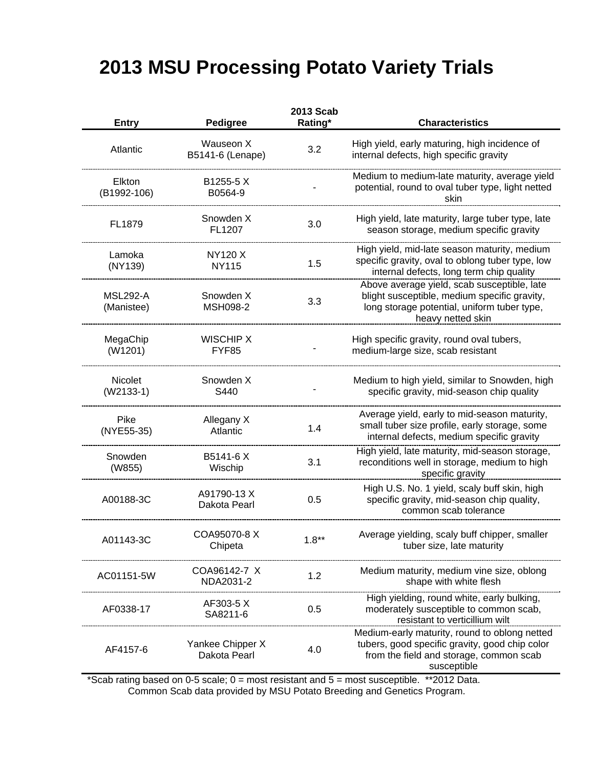# 2013 MSU Processing Potato Variety Trials

| Entry | Pedigree | 2013 Scab Rating* | Characteristics |
|---|---|---|---|
| Atlantic | Wauseon X B5141-6 (Lenape) | 3.2 | High yield, early maturing, high incidence of internal defects, high specific gravity |
| Elkton (B1992-106) | B1255-5 X B0564-9 | - | Medium to medium-late maturity, average yield potential, round to oval tuber type, light netted skin |
| FL1879 | Snowden X FL1207 | 3.0 | High yield, late maturity, large tuber type, late season storage, medium specific gravity |
| Lamoka (NY139) | NY120 X NY115 | 1.5 | High yield, mid-late season maturity, medium specific gravity, oval to oblong tuber type, low internal defects, long term chip quality |
| MSL292-A (Manistee) | Snowden X MSH098-2 | 3.3 | Above average yield, scab susceptible, late blight susceptible, medium specific gravity, long storage potential, uniform tuber type, heavy netted skin |
| MegaChip (W1201) | WISCHIP X FYF85 | - | High specific gravity, round oval tubers, medium-large size, scab resistant |
| Nicolet (W2133-1) | Snowden X S440 | - | Medium to high yield, similar to Snowden, high specific gravity, mid-season chip quality |
| Pike (NYE55-35) | Allegany X Atlantic | 1.4 | Average yield, early to mid-season maturity, small tuber size profile, early storage, some internal defects, medium specific gravity |
| Snowden (W855) | B5141-6 X Wischip | 3.1 | High yield, late maturity, mid-season storage, reconditions well in storage, medium to high specific gravity |
| A00188-3C | A91790-13 X Dakota Pearl | 0.5 | High U.S. No. 1 yield, scaly buff skin, high specific gravity, mid-season chip quality, common scab tolerance |
| A01143-3C | COA95070-8 X Chipeta | 1.8** | Average yielding, scaly buff chipper, smaller tuber size, late maturity |
| AC01151-5W | COA96142-7 X NDA2031-2 | 1.2 | Medium maturity, medium vine size, oblong shape with white flesh |
| AF0338-17 | AF303-5 X SA8211-6 | 0.5 | High yielding, round white, early bulking, moderately susceptible to common scab, resistant to verticillium wilt |
| AF4157-6 | Yankee Chipper X Dakota Pearl | 4.0 | Medium-early maturity, round to oblong netted tubers, good specific gravity, good chip color from the field and storage, common scab susceptible |

*Scab rating based on 0-5 scale; 0 = most resistant and 5 = most susceptible. **2012 Data.
Common Scab data provided by MSU Potato Breeding and Genetics Program.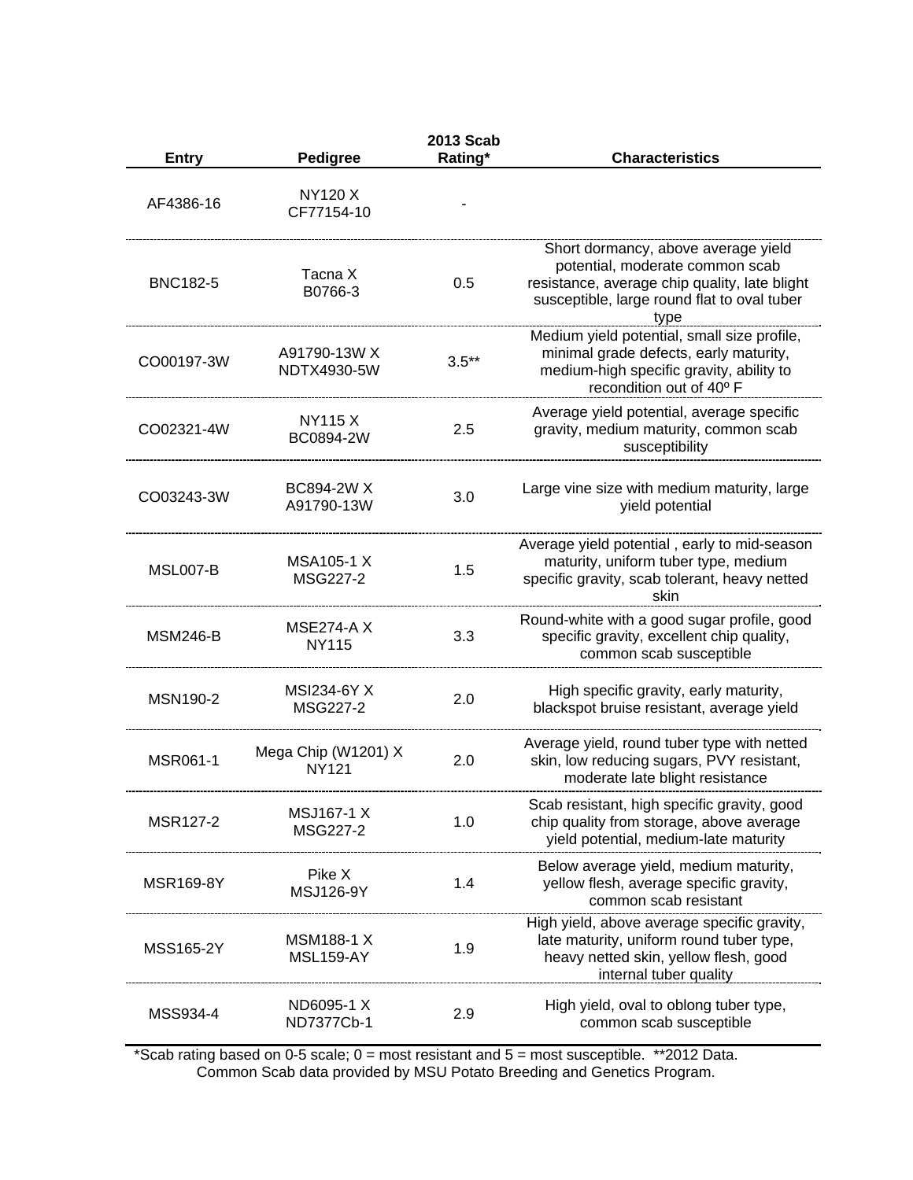| Entry | Pedigree | 2013 Scab Rating* | Characteristics |
|---|---|---|---|
| AF4386-16 | NY120 X CF77154-10 | - | |
| BNC182-5 | Tacna X B0766-3 | 0.5 | Short dormancy, above average yield potential, moderate common scab resistance, average chip quality, late blight susceptible, large round flat to oval tuber type |
| CO00197-3W | A91790-13W X NDTX4930-5W | 3.5** | Medium yield potential, small size profile, minimal grade defects, early maturity, medium-high specific gravity, ability to recondition out of 40º F |
| CO02321-4W | NY115 X BC0894-2W | 2.5 | Average yield potential, average specific gravity, medium maturity, common scab susceptibility |
| CO03243-3W | BC894-2W X A91790-13W | 3.0 | Large vine size with medium maturity, large yield potential |
| MSL007-B | MSA105-1 X MSG227-2 | 1.5 | Average yield potential , early to mid-season maturity, uniform tuber type, medium specific gravity, scab tolerant, heavy netted skin |
| MSM246-B | MSE274-A X NY115 | 3.3 | Round-white with a good sugar profile, good specific gravity, excellent chip quality, common scab susceptible |
| MSN190-2 | MSI234-6Y X MSG227-2 | 2.0 | High specific gravity, early maturity, blackspot bruise resistant, average yield |
| MSR061-1 | Mega Chip (W1201) X NY121 | 2.0 | Average yield, round tuber type with netted skin, low reducing sugars, PVY resistant, moderate late blight resistance |
| MSR127-2 | MSJ167-1 X MSG227-2 | 1.0 | Scab resistant, high specific gravity, good chip quality from storage, above average yield potential, medium-late maturity |
| MSR169-8Y | Pike X MSJ126-9Y | 1.4 | Below average yield, medium maturity, yellow flesh, average specific gravity, common scab resistant |
| MSS165-2Y | MSM188-1 X MSL159-AY | 1.9 | High yield, above average specific gravity, late maturity, uniform round tuber type, heavy netted skin, yellow flesh, good internal tuber quality |
| MSS934-4 | ND6095-1 X ND7377Cb-1 | 2.9 | High yield, oval to oblong tuber type, common scab susceptible |

*Scab rating based on 0-5 scale; 0 = most resistant and 5 = most susceptible. **2012 Data.
Common Scab data provided by MSU Potato Breeding and Genetics Program.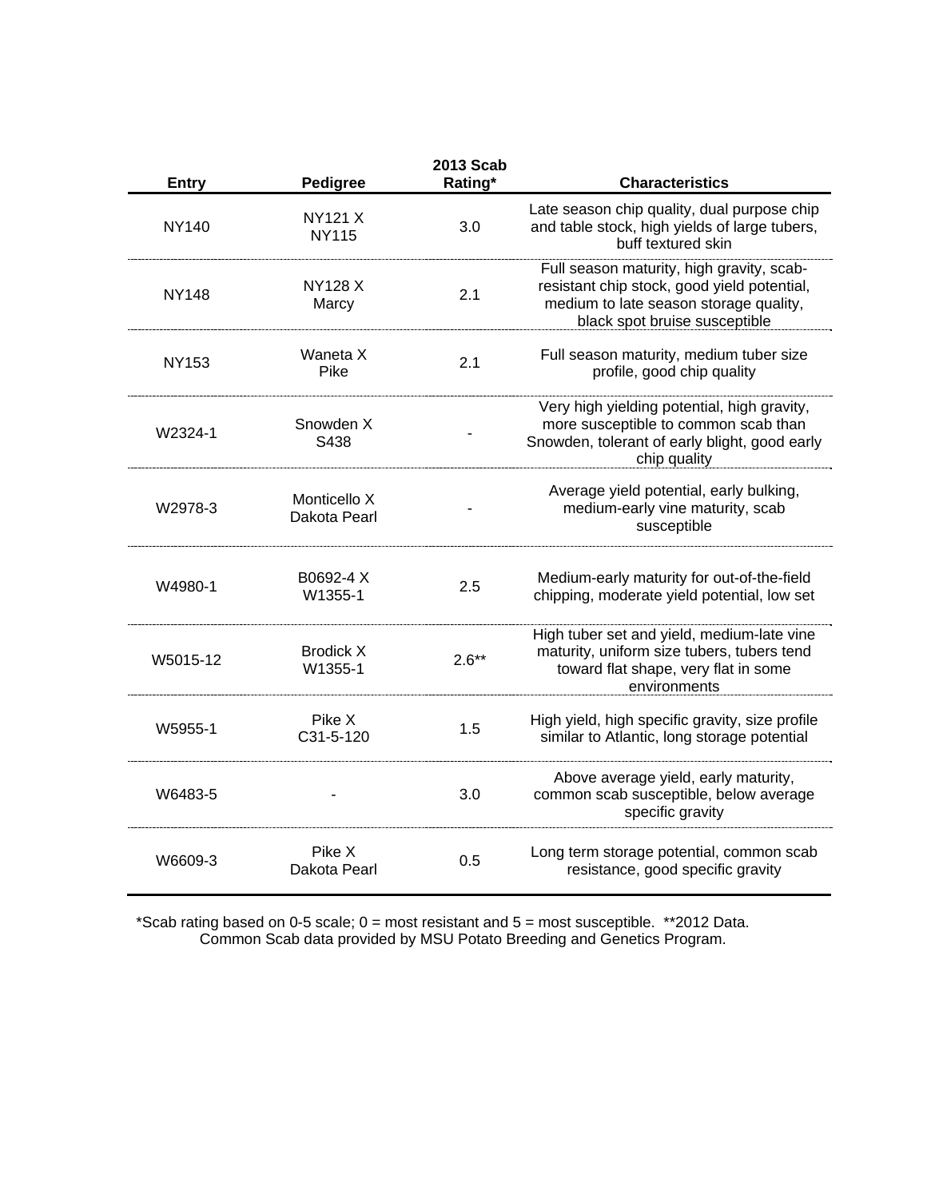| Entry | Pedigree | 2013 Scab Rating* | Characteristics |
|---|---|---|---|
| NY140 | NY121 X NY115 | 3.0 | Late season chip quality, dual purpose chip and table stock, high yields of large tubers, buff textured skin |
| NY148 | NY128 X Marcy | 2.1 | Full season maturity, high gravity, scab-resistant chip stock, good yield potential, medium to late season storage quality, black spot bruise susceptible |
| NY153 | Waneta X Pike | 2.1 | Full season maturity, medium tuber size profile, good chip quality |
| W2324-1 | Snowden X S438 | - | Very high yielding potential, high gravity, more susceptible to common scab than Snowden, tolerant of early blight, good early chip quality |
| W2978-3 | Monticello X Dakota Pearl | - | Average yield potential, early bulking, medium-early vine maturity, scab susceptible |
| W4980-1 | B0692-4 X W1355-1 | 2.5 | Medium-early maturity for out-of-the-field chipping, moderate yield potential, low set |
| W5015-12 | Brodick X W1355-1 | 2.6** | High tuber set and yield, medium-late vine maturity, uniform size tubers, tubers tend toward flat shape, very flat in some environments |
| W5955-1 | Pike X C31-5-120 | 1.5 | High yield, high specific gravity, size profile similar to Atlantic, long storage potential |
| W6483-5 | - | 3.0 | Above average yield, early maturity, common scab susceptible, below average specific gravity |
| W6609-3 | Pike X Dakota Pearl | 0.5 | Long term storage potential, common scab resistance, good specific gravity |

*Scab rating based on 0-5 scale; 0 = most resistant and 5 = most susceptible. **2012 Data. Common Scab data provided by MSU Potato Breeding and Genetics Program.